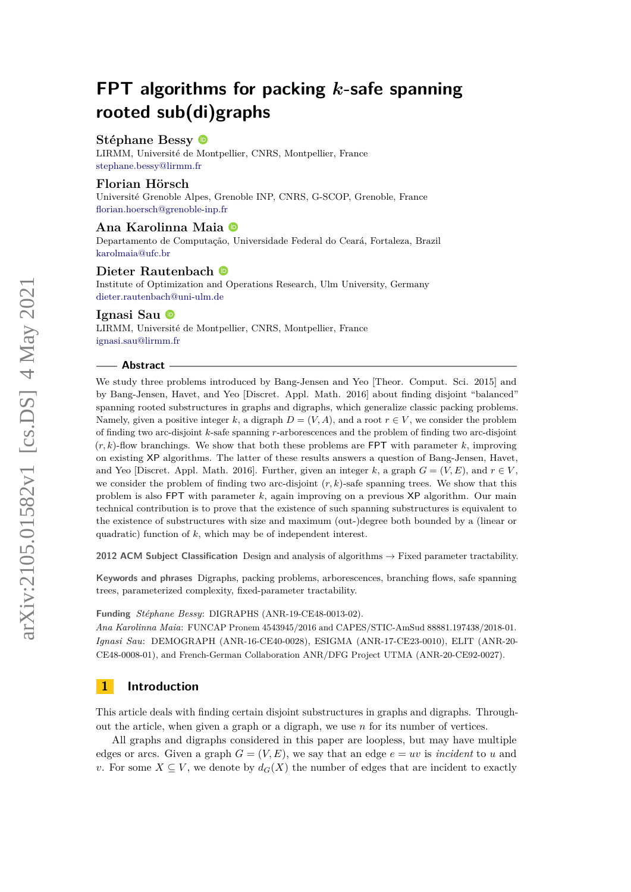# FPT algorithms for packing $k$-safe spanning rooted sub(di)graphs

**Stéphane Bessy**
LIRMM, Université de Montpellier, CNRS, Montpellier, France
stephane.bessy@lirmm.fr

**Florian Hörsch**
Université Grenoble Alpes, Grenoble INP, CNRS, G-SCOP, Grenoble, France
florian.hoersch@grenoble-inp.fr

**Ana Karolinna Maia**
Departamento de Computação, Universidade Federal do Ceará, Fortaleza, Brazil
karolmaia@ufc.br

**Dieter Rautenbach**
Institute of Optimization and Operations Research, Ulm University, Germany
dieter.rautenbach@uni-ulm.de

**Ignasi Sau**
LIRMM, Université de Montpellier, CNRS, Montpellier, France
ignasi.sau@lirmm.fr

## Abstract

We study three problems introduced by Bang-Jensen and Yeo [Theor. Comput. Sci. 2015] and by Bang-Jensen, Havet, and Yeo [Discret. Appl. Math. 2016] about finding disjoint "balanced" spanning rooted substructures in graphs and digraphs, which generalize classic packing problems. Namely, given a positive integer $k$, a digraph $D = (V, A)$, and a root $r \in V$, we consider the problem of finding two arc-disjoint $k$-safe spanning $r$-arborescences and the problem of finding two arc-disjoint $(r, k)$-flow branchings. We show that both these problems are FPT with parameter $k$, improving on existing XP algorithms. The latter of these results answers a question of Bang-Jensen, Havet, and Yeo [Discret. Appl. Math. 2016]. Further, given an integer $k$, a graph $G = (V, E)$, and $r \in V$, we consider the problem of finding two arc-disjoint $(r, k)$-safe spanning trees. We show that this problem is also FPT with parameter $k$, again improving on a previous XP algorithm. Our main technical contribution is to prove that the existence of such spanning substructures is equivalent to the existence of substructures with size and maximum (out-)degree both bounded by a (linear or quadratic) function of $k$, which may be of independent interest.

**2012 ACM Subject Classification** Design and analysis of algorithms → Fixed parameter tractability.

**Keywords and phrases** Digraphs, packing problems, arborescences, branching flows, safe spanning trees, parameterized complexity, fixed-parameter tractability.

**Funding** *Stéphane Bessy*: DIGRAPHS (ANR-19-CE48-0013-02).
*Ana Karolinna Maia*: FUNCAP Pronem 4543945/2016 and CAPES/STIC-AmSud 88881.197438/2018-01.
*Ignasi Sau*: DEMOGRAPH (ANR-16-CE40-0028), ESIGMA (ANR-17-CE23-0010), ELIT (ANR-20-CE48-0008-01), and French-German Collaboration ANR/DFG Project UTMA (ANR-20-CE92-0027).

## 1 Introduction

This article deals with finding certain disjoint substructures in graphs and digraphs. Throughout the article, when given a graph or a digraph, we use $n$ for its number of vertices.

All graphs and digraphs considered in this paper are loopless, but may have multiple edges or arcs. Given a graph $G = (V, E)$, we say that an edge $e = uv$ is *incident* to $u$ and $v$. For some $X \subseteq V$, we denote by $d_G(X)$ the number of edges that are incident to exactly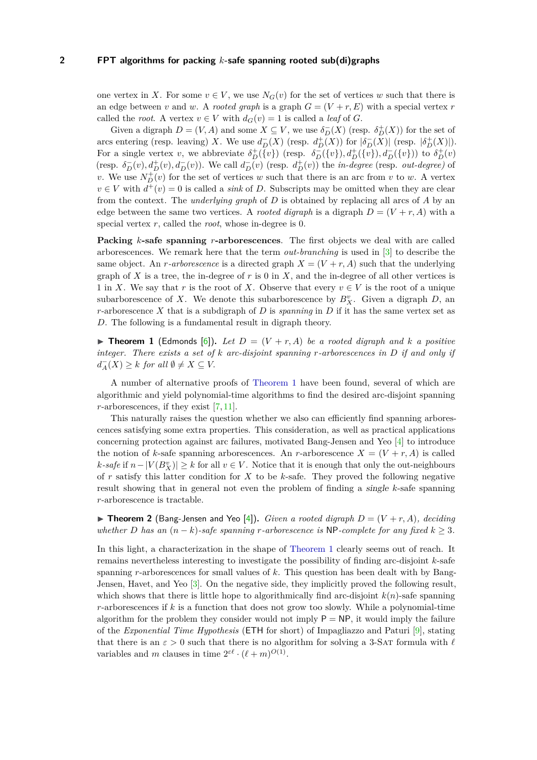one vertex in $X$. For some $v \in V$, we use $N_G(v)$ for the set of vertices $w$ such that there is an edge between $v$ and $w$. A *rooted graph* is a graph $G = (V + r, E)$ with a special vertex $r$ called the *root*. A vertex $v \in V$ with $d_G(v) = 1$ is called a *leaf* of $G$.

Given a digraph $D = (V, A)$ and some $X \subseteq V$, we use $\delta_D^-(X)$ (resp. $\delta_D^+(X)$) for the set of arcs entering (resp. leaving) $X$. We use $d_D^-(X)$ (resp. $d_D^+(X)$) for $|\delta_D^-(X)|$ (resp. $|\delta_D^+(X)|$). For a single vertex $v$, we abbreviate $\delta_D^+(\{v\})$ (resp. $\delta_D^-(\{v\}), d_D^+(\{v\}), d_D^-(\{v\})$) to $\delta_D^+(v)$ (resp. $\delta_D^-(v), d_D^+(v), d_D^-(v)$). We call $d_D^-(v)$ (resp. $d_D^+(v)$) the *in-degree* (resp. *out-degree*) of $v$. We use $N_D^+(v)$ for the set of vertices $w$ such that there is an arc from $v$ to $w$. A vertex $v \in V$ with $d^+(v) = 0$ is called a *sink* of $D$. Subscripts may be omitted when they are clear from the context. The *underlying graph* of $D$ is obtained by replacing all arcs of $A$ by an edge between the same two vertices. A *rooted digraph* is a digraph $D = (V + r, A)$ with a special vertex $r$, called the *root*, whose in-degree is 0.

**Packing $k$-safe spanning $r$-arborescences.** The first objects we deal with are called arborescences. We remark here that the term *out-branching* is used in [3] to describe the same object. An *$r$-arborescence* is a directed graph $X = (V + r, A)$ such that the underlying graph of $X$ is a tree, the in-degree of $r$ is 0 in $X$, and the in-degree of all other vertices is 1 in $X$. We say that $r$ is the root of $X$. Observe that every $v \in V$ is the root of a unique subarborescence of $X$. We denote this subarborescence by $B_X^v$. Given a digraph $D$, an $r$-arborescence $X$ that is a subgraph of $D$ is *spanning* in $D$ if it has the same vertex set as $D$. The following is a fundamental result in digraph theory.

▶ **Theorem 1** (Edmonds [6]). *Let $D = (V + r, A)$ be a rooted digraph and $k$ a positive integer. There exists a set of $k$ arc-disjoint spanning $r$-arborescences in $D$ if and only if $d_A^-(X) \geq k$ for all $\emptyset \neq X \subseteq V$.*

A number of alternative proofs of Theorem 1 have been found, several of which are algorithmic and yield polynomial-time algorithms to find the desired arc-disjoint spanning $r$-arborescences, if they exist [7, 11].

This naturally raises the question whether we also can efficiently find spanning arborescences satisfying some extra properties. This consideration, as well as practical applications concerning protection against arc failures, motivated Bang-Jensen and Yeo [4] to introduce the notion of $k$-safe spanning arborescences. An $r$-arborescence $X = (V + r, A)$ is called *$k$-safe* if $n - |V(B_X^v)| \geq k$ for all $v \in V$. Notice that it is enough that only the out-neighbours of $r$ satisfy this latter condition for $X$ to be $k$-safe. They proved the following negative result showing that in general not even the problem of finding a *single* $k$-safe spanning $r$-arborescence is tractable.

▶ **Theorem 2** (Bang-Jensen and Yeo [4]). *Given a rooted digraph $D = (V + r, A)$, deciding whether $D$ has an $(n - k)$-safe spanning $r$-arborescence is* NP*-complete for any fixed $k \geq 3$.*

In this light, a characterization in the shape of Theorem 1 clearly seems out of reach. It remains nevertheless interesting to investigate the possibility of finding arc-disjoint $k$-safe spanning $r$-arborescences for small values of $k$. This question has been dealt with by Bang-Jensen, Havet, and Yeo [3]. On the negative side, they implicitly proved the following result, which shows that there is little hope to algorithmically find arc-disjoint $k(n)$-safe spanning $r$-arborescences if $k$ is a function that does not grow too slowly. While a polynomial-time algorithm for the problem they consider would not imply P = NP, it would imply the failure of the *Exponential Time Hypothesis* (ETH for short) of Impagliazzo and Paturi [9], stating that there is an $\varepsilon > 0$ such that there is no algorithm for solving a 3-SAT formula with $\ell$ variables and $m$ clauses in time $2^{\varepsilon \ell} \cdot (\ell + m)^{O(1)}$.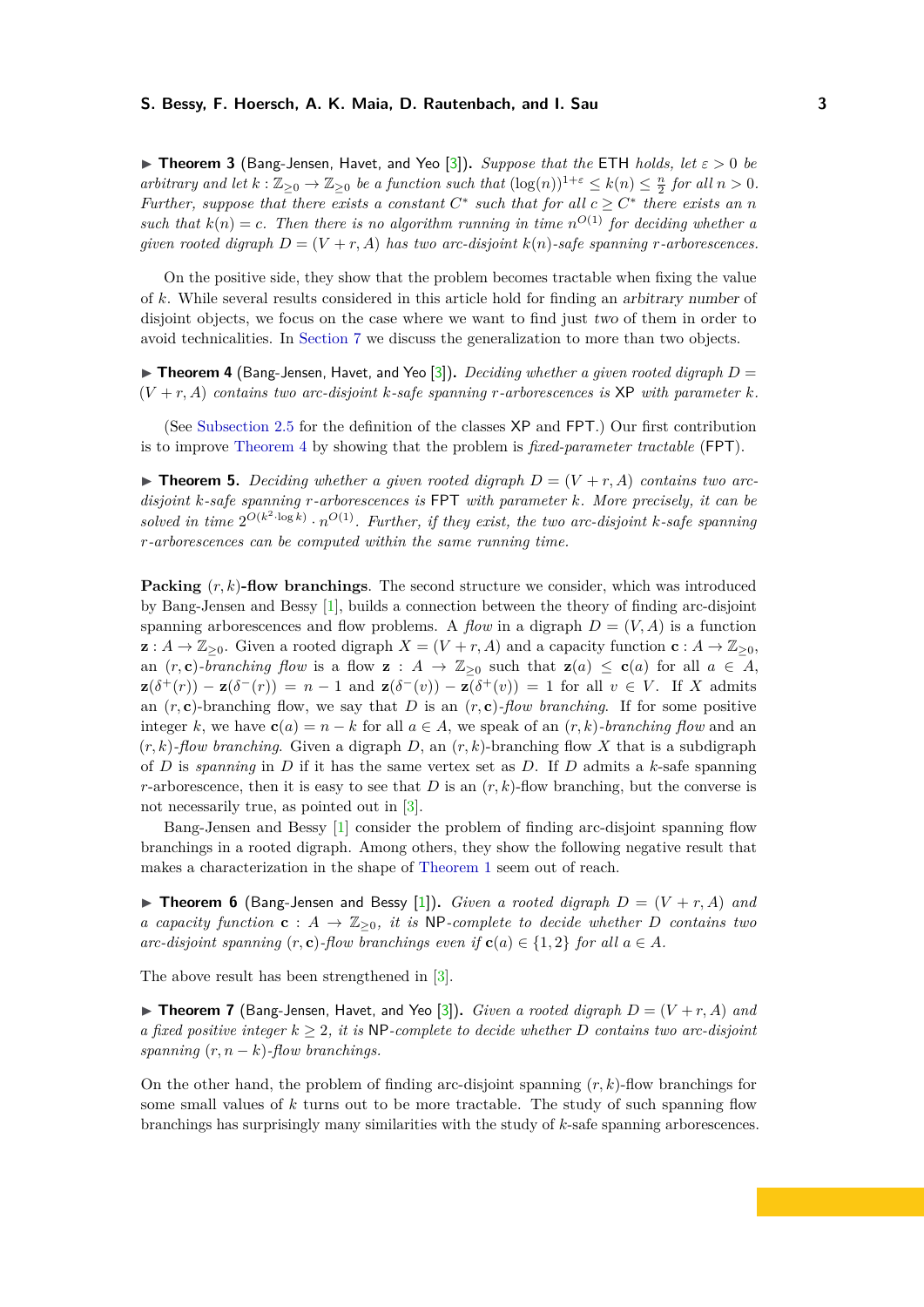▶ **Theorem 3** (Bang-Jensen, Havet, and Yeo [3]). *Suppose that the* ETH *holds, let $\varepsilon > 0$ be arbitrary and let $k : \mathbb{Z}_{\geq 0} \to \mathbb{Z}_{\geq 0}$ be a function such that $(\log(n))^{1+\varepsilon} \leq k(n) \leq \frac{n}{2}$ for all $n > 0$. Further, suppose that there exists a constant $C^*$ such that for all $c \geq C^*$ there exists an $n$ such that $k(n) = c$. Then there is no algorithm running in time $n^{O(1)}$ for deciding whether a given rooted digraph $D = (V + r, A)$ has two arc-disjoint $k(n)$-safe spanning $r$-arborescences.*

On the positive side, they show that the problem becomes tractable when fixing the value of $k$. While several results considered in this article hold for finding an *arbitrary number* of disjoint objects, we focus on the case where we want to find just *two* of them in order to avoid technicalities. In Section 7 we discuss the generalization to more than two objects.

▶ **Theorem 4** (Bang-Jensen, Havet, and Yeo [3]). *Deciding whether a given rooted digraph $D = (V + r, A)$ contains two arc-disjoint $k$-safe spanning $r$-arborescences is* XP *with parameter $k$.*

(See Subsection 2.5 for the definition of the classes XP and FPT.) Our first contribution is to improve Theorem 4 by showing that the problem is *fixed-parameter tractable* (FPT).

▶ **Theorem 5.** *Deciding whether a given rooted digraph $D = (V + r, A)$ contains two arc-disjoint $k$-safe spanning $r$-arborescences is* FPT *with parameter $k$. More precisely, it can be solved in time $2^{O(k^2 \cdot \log k)} \cdot n^{O(1)}$. Further, if they exist, the two arc-disjoint $k$-safe spanning $r$-arborescences can be computed within the same running time.*

**Packing $(r, k)$-flow branchings**. The second structure we consider, which was introduced by Bang-Jensen and Bessy [1], builds a connection between the theory of finding arc-disjoint spanning arborescences and flow problems. A *flow* in a digraph $D = (V, A)$ is a function $\mathbf{z} : A \to \mathbb{Z}_{\geq 0}$. Given a rooted digraph $X = (V + r, A)$ and a capacity function $\mathbf{c} : A \to \mathbb{Z}_{\geq 0}$, an $(r, \mathbf{c})$-*branching flow* is a flow $\mathbf{z} : A \to \mathbb{Z}_{\geq 0}$ such that $\mathbf{z}(a) \leq \mathbf{c}(a)$ for all $a \in A$, $\mathbf{z}(\delta^+(r)) - \mathbf{z}(\delta^-(r)) = n - 1$ and $\mathbf{z}(\delta^-(v)) - \mathbf{z}(\delta^+(v)) = 1$ for all $v \in V$. If $X$ admits an $(r, \mathbf{c})$-branching flow, we say that $D$ is an $(r, \mathbf{c})$-*flow branching*. If for some positive integer $k$, we have $\mathbf{c}(a) = n - k$ for all $a \in A$, we speak of an $(r, k)$-*branching flow* and an $(r, k)$-*flow branching*. Given a digraph $D$, an $(r, k)$-branching flow $X$ that is a subdigraph of $D$ is *spanning* in $D$ if it has the same vertex set as $D$. If $D$ admits a $k$-safe spanning $r$-arborescence, then it is easy to see that $D$ is an $(r, k)$-flow branching, but the converse is not necessarily true, as pointed out in [3].

Bang-Jensen and Bessy [1] consider the problem of finding arc-disjoint spanning flow branchings in a rooted digraph. Among others, they show the following negative result that makes a characterization in the shape of Theorem 1 seem out of reach.

▶ **Theorem 6** (Bang-Jensen and Bessy [1]). *Given a rooted digraph $D = (V + r, A)$ and a capacity function $\mathbf{c} : A \to \mathbb{Z}_{\geq 0}$, it is* NP*-complete to decide whether $D$ contains two arc-disjoint spanning $(r, \mathbf{c})$-flow branchings even if $\mathbf{c}(a) \in \{1, 2\}$ for all $a \in A$.*

The above result has been strengthened in [3].

▶ **Theorem 7** (Bang-Jensen, Havet, and Yeo [3]). *Given a rooted digraph $D = (V + r, A)$ and a fixed positive integer $k \geq 2$, it is* NP*-complete to decide whether $D$ contains two arc-disjoint spanning $(r, n - k)$-flow branchings.*

On the other hand, the problem of finding arc-disjoint spanning $(r, k)$-flow branchings for some small values of $k$ turns out to be more tractable. The study of such spanning flow branchings has surprisingly many similarities with the study of $k$-safe spanning arborescences.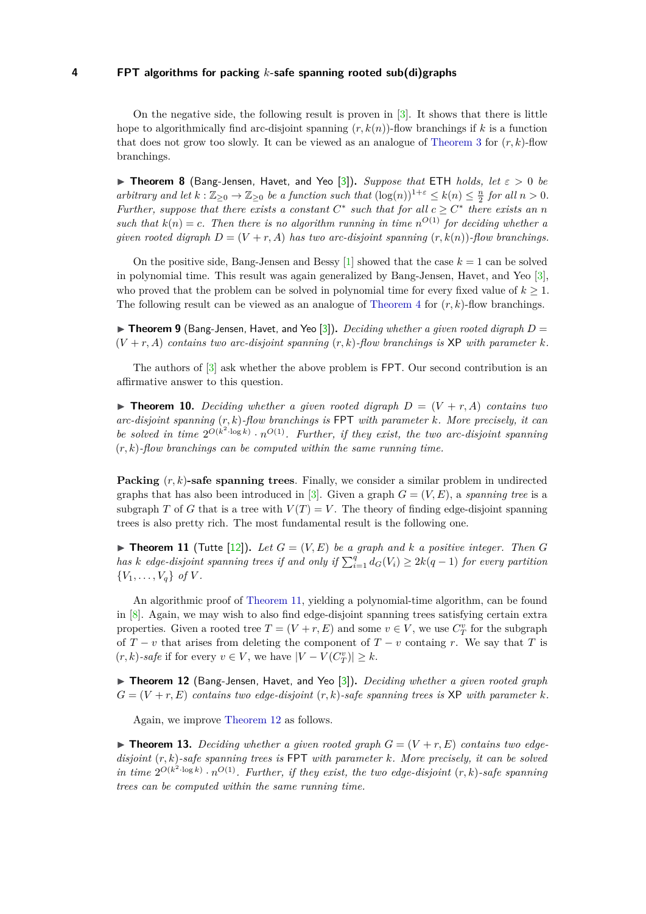On the negative side, the following result is proven in [3]. It shows that there is little hope to algorithmically find arc-disjoint spanning $(r, k(n))$-flow branchings if $k$ is a function that does not grow too slowly. It can be viewed as an analogue of Theorem 3 for $(r, k)$-flow branchings.

▶ **Theorem 8** (Bang-Jensen, Havet, and Yeo [3]). *Suppose that* ETH *holds, let $\varepsilon > 0$ be arbitrary and let $k : \mathbb{Z}_{\geq 0} \to \mathbb{Z}_{\geq 0}$ be a function such that $(\log(n))^{1+\varepsilon} \leq k(n) \leq \frac{n}{2}$ for all $n > 0$. Further, suppose that there exists a constant $C^*$ such that for all $c \geq C^*$ there exists an $n$ such that $k(n) = c$. Then there is no algorithm running in time $n^{O(1)}$ for deciding whether a given rooted digraph $D = (V + r, A)$ has two arc-disjoint spanning $(r, k(n))$-flow branchings.*

On the positive side, Bang-Jensen and Bessy [1] showed that the case $k = 1$ can be solved in polynomial time. This result was again generalized by Bang-Jensen, Havet, and Yeo [3], who proved that the problem can be solved in polynomial time for every fixed value of $k \geq 1$. The following result can be viewed as an analogue of Theorem 4 for $(r, k)$-flow branchings.

▶ **Theorem 9** (Bang-Jensen, Havet, and Yeo [3]). *Deciding whether a given rooted digraph $D = (V + r, A)$ contains two arc-disjoint spanning $(r, k)$-flow branchings is* XP *with parameter $k$.*

The authors of [3] ask whether the above problem is FPT. Our second contribution is an affirmative answer to this question.

▶ **Theorem 10.** *Deciding whether a given rooted digraph $D = (V + r, A)$ contains two arc-disjoint spanning $(r, k)$-flow branchings is* FPT *with parameter $k$. More precisely, it can be solved in time $2^{O(k^2 \cdot \log k)} \cdot n^{O(1)}$. Further, if they exist, the two arc-disjoint spanning $(r, k)$-flow branchings can be computed within the same running time.*

**Packing $(r, k)$-safe spanning trees.** Finally, we consider a similar problem in undirected graphs that has also been introduced in [3]. Given a graph $G = (V, E)$, a *spanning tree* is a subgraph $T$ of $G$ that is a tree with $V(T) = V$. The theory of finding edge-disjoint spanning trees is also pretty rich. The most fundamental result is the following one.

▶ **Theorem 11** (Tutte [12]). *Let $G = (V, E)$ be a graph and $k$ a positive integer. Then $G$ has $k$ edge-disjoint spanning trees if and only if $\sum_{i=1}^{q} d_G(V_i) \geq 2k(q - 1)$ for every partition $\{V_1, \ldots, V_q\}$ of $V$.*

An algorithmic proof of Theorem 11, yielding a polynomial-time algorithm, can be found in [8]. Again, we may wish to also find edge-disjoint spanning trees satisfying certain extra properties. Given a rooted tree $T = (V + r, E)$ and some $v \in V$, we use $C_T^v$ for the subgraph of $T - v$ that arises from deleting the component of $T - v$ containg $r$. We say that $T$ is *$(r, k)$-safe* if for every $v \in V$, we have $|V - V(C_T^v)| \geq k$.

▶ **Theorem 12** (Bang-Jensen, Havet, and Yeo [3]). *Deciding whether a given rooted graph $G = (V + r, E)$ contains two edge-disjoint $(r, k)$-safe spanning trees is* XP *with parameter $k$.*

Again, we improve Theorem 12 as follows.

▶ **Theorem 13.** *Deciding whether a given rooted graph $G = (V + r, E)$ contains two edge-disjoint $(r, k)$-safe spanning trees is* FPT *with parameter $k$. More precisely, it can be solved in time $2^{O(k^2 \cdot \log k)} \cdot n^{O(1)}$. Further, if they exist, the two edge-disjoint $(r, k)$-safe spanning trees can be computed within the same running time.*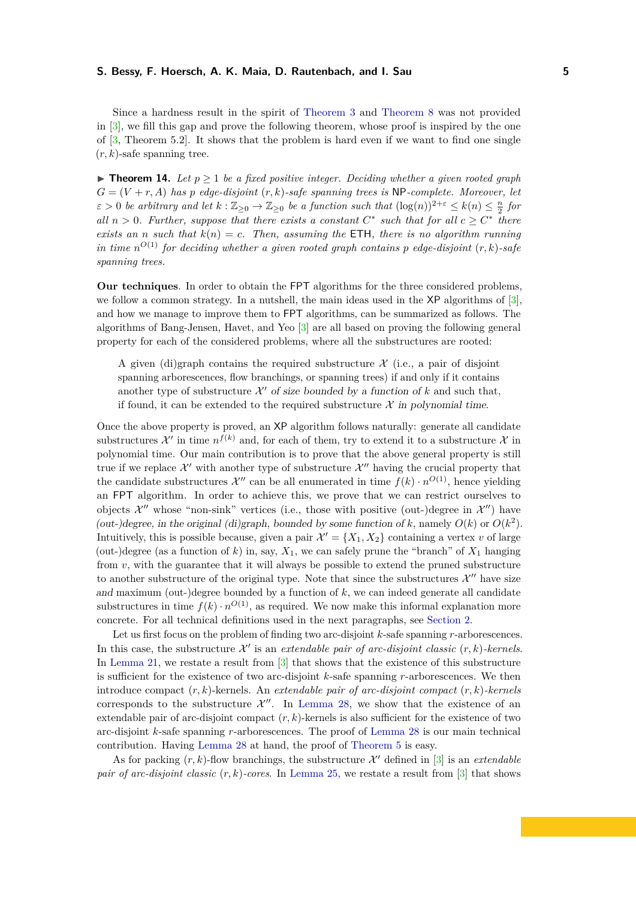Since a hardness result in the spirit of Theorem 3 and Theorem 8 was not provided in [3], we fill this gap and prove the following theorem, whose proof is inspired by the one of [3, Theorem 5.2]. It shows that the problem is hard even if we want to find one single $(r,k)$-safe spanning tree.

▶ **Theorem 14.** *Let $p \geq 1$ be a fixed positive integer. Deciding whether a given rooted graph $G = (V + r, A)$ has $p$ edge-disjoint $(r,k)$-safe spanning trees is* NP*-complete. Moreover, let $\varepsilon > 0$ be arbitrary and let $k : \mathbb{Z}_{\geq 0} \to \mathbb{Z}_{\geq 0}$ be a function such that $(\log(n))^{2+\varepsilon} \leq k(n) \leq \frac{n}{2}$ for all $n > 0$. Further, suppose that there exists a constant $C^*$ such that for all $c \geq C^*$ there exists an $n$ such that $k(n) = c$. Then, assuming the* ETH*, there is no algorithm running in time $n^{O(1)}$ for deciding whether a given rooted graph contains $p$ edge-disjoint $(r,k)$-safe spanning trees.*

**Our techniques.** In order to obtain the FPT algorithms for the three considered problems, we follow a common strategy. In a nutshell, the main ideas used in the XP algorithms of [3], and how we manage to improve them to FPT algorithms, can be summarized as follows. The algorithms of Bang-Jensen, Havet, and Yeo [3] are all based on proving the following general property for each of the considered problems, where all the substructures are rooted:

> A given (di)graph contains the required substructure $\mathcal{X}$ (i.e., a pair of disjoint spanning arborescences, flow branchings, or spanning trees) if and only if it contains another type of substructure $\mathcal{X}'$ *of size bounded by a function of* $k$ and such that, if found, it can be extended to the required substructure $\mathcal{X}$ *in polynomial time*.

Once the above property is proved, an XP algorithm follows naturally: generate all candidate substructures $\mathcal{X}'$ in time $n^{f(k)}$ and, for each of them, try to extend it to a substructure $\mathcal{X}$ in polynomial time. Our main contribution is to prove that the above general property is still true if we replace $\mathcal{X}'$ with another type of substructure $\mathcal{X}''$ having the crucial property that the candidate substructures $\mathcal{X}''$ can be all enumerated in time $f(k) \cdot n^{O(1)}$, hence yielding an FPT algorithm. In order to achieve this, we prove that we can restrict ourselves to objects $\mathcal{X}''$ whose "non-sink" vertices (i.e., those with positive (out-)degree in $\mathcal{X}''$) have *(out-)degree, in the original (di)graph, bounded by some function of* $k$, namely $O(k)$ or $O(k^2)$. Intuitively, this is possible because, given a pair $\mathcal{X}' = \{X_1, X_2\}$ containing a vertex $v$ of large (out-)degree (as a function of $k$) in, say, $X_1$, we can safely prune the "branch" of $X_1$ hanging from $v$, with the guarantee that it will always be possible to extend the pruned substructure to another substructure of the original type. Note that since the substructures $\mathcal{X}''$ have size *and* maximum (out-)degree bounded by a function of $k$, we can indeed generate all candidate substructures in time $f(k) \cdot n^{O(1)}$, as required. We now make this informal explanation more concrete. For all technical definitions used in the next paragraphs, see Section 2.

Let us first focus on the problem of finding two arc-disjoint $k$-safe spanning $r$-arborescences. In this case, the substructure $\mathcal{X}'$ is an *extendable pair of arc-disjoint classic* $(r,k)$*-kernels*. In Lemma 21, we restate a result from [3] that shows that the existence of this substructure is sufficient for the existence of two arc-disjoint $k$-safe spanning $r$-arborescences. We then introduce compact $(r,k)$-kernels. An *extendable pair of arc-disjoint compact* $(r,k)$*-kernels* corresponds to the substructure $\mathcal{X}''$. In Lemma 28, we show that the existence of an extendable pair of arc-disjoint compact $(r,k)$-kernels is also sufficient for the existence of two arc-disjoint $k$-safe spanning $r$-arborescences. The proof of Lemma 28 is our main technical contribution. Having Lemma 28 at hand, the proof of Theorem 5 is easy.

As for packing $(r,k)$-flow branchings, the substructure $\mathcal{X}'$ defined in [3] is an *extendable pair of arc-disjoint classic* $(r,k)$*-cores*. In Lemma 25, we restate a result from [3] that shows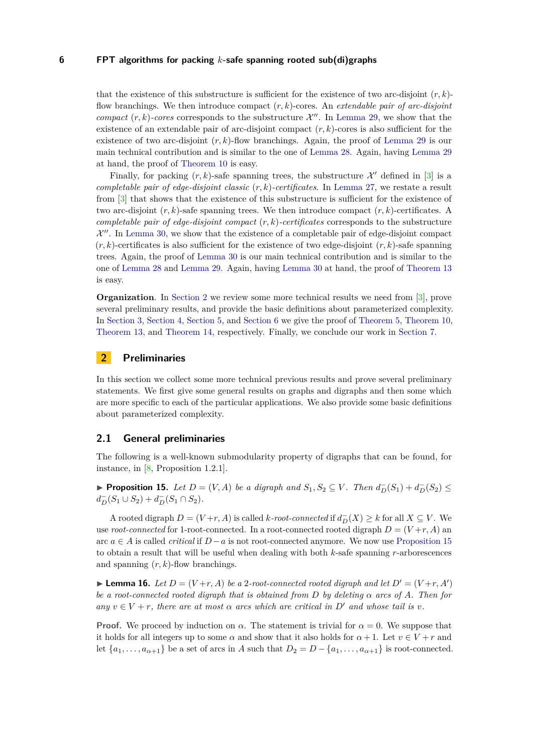that the existence of this substructure is sufficient for the existence of two arc-disjoint $(r,k)$-flow branchings. We then introduce compact $(r,k)$-cores. An *extendable pair of arc-disjoint compact* $(r,k)$*-cores* corresponds to the substructure $\mathcal{X}''$. In Lemma 29, we show that the existence of an extendable pair of arc-disjoint compact $(r,k)$-cores is also sufficient for the existence of two arc-disjoint $(r,k)$-flow branchings. Again, the proof of Lemma 29 is our main technical contribution and is similar to the one of Lemma 28. Again, having Lemma 29 at hand, the proof of Theorem 10 is easy.

Finally, for packing $(r,k)$-safe spanning trees, the substructure $\mathcal{X}'$ defined in [3] is a *completable pair of edge-disjoint classic* $(r,k)$*-certificates*. In Lemma 27, we restate a result from [3] that shows that the existence of this substructure is sufficient for the existence of two arc-disjoint $(r,k)$-safe spanning trees. We then introduce compact $(r,k)$-certificates. A *completable pair of edge-disjoint compact* $(r,k)$*-certificates* corresponds to the substructure $\mathcal{X}''$. In Lemma 30, we show that the existence of a completable pair of edge-disjoint compact $(r,k)$-certificates is also sufficient for the existence of two edge-disjoint $(r,k)$-safe spanning trees. Again, the proof of Lemma 30 is our main technical contribution and is similar to the one of Lemma 28 and Lemma 29. Again, having Lemma 30 at hand, the proof of Theorem 13 is easy.

**Organization**. In Section 2 we review some more technical results we need from [3], prove several preliminary results, and provide the basic definitions about parameterized complexity. In Section 3, Section 4, Section 5, and Section 6 we give the proof of Theorem 5, Theorem 10, Theorem 13, and Theorem 14, respectively. Finally, we conclude our work in Section 7.

## 2 Preliminaries

In this section we collect some more technical previous results and prove several preliminary statements. We first give some general results on graphs and digraphs and then some which are more specific to each of the particular applications. We also provide some basic definitions about parameterized complexity.

### 2.1 General preliminaries

The following is a well-known submodularity property of digraphs that can be found, for instance, in [8, Proposition 1.2.1].

▶ **Proposition 15.** *Let $D=(V,A)$ be a digraph and $S_1,S_2 \subseteq V$. Then $d_D^-(S_1)+d_D^-(S_2) \leq d_D^-(S_1 \cup S_2)+d_D^-(S_1 \cap S_2)$.*

A rooted digraph $D=(V+r,A)$ is called *$k$-root-connected* if $d_D^-(X) \geq k$ for all $X \subseteq V$. We use *root-connected* for 1-root-connected. In a root-connected rooted digraph $D=(V+r,A)$ an arc $a \in A$ is called *critical* if $D-a$ is not root-connected anymore. We now use Proposition 15 to obtain a result that will be useful when dealing with both $k$-safe spanning $r$-arborescences and spanning $(r,k)$-flow branchings.

▶ **Lemma 16.** *Let $D=(V+r,A)$ be a 2-root-connected rooted digraph and let $D'=(V+r,A')$ be a root-connected rooted digraph that is obtained from $D$ by deleting $\alpha$ arcs of $A$. Then for any $v \in V+r$, there are at most $\alpha$ arcs which are critical in $D'$ and whose tail is $v$.*

**Proof.** We proceed by induction on $\alpha$. The statement is trivial for $\alpha=0$. We suppose that it holds for all integers up to some $\alpha$ and show that it also holds for $\alpha+1$. Let $v \in V+r$ and let $\{a_1,\ldots,a_{\alpha+1}\}$ be a set of arcs in $A$ such that $D_2=D-\{a_1,\ldots,a_{\alpha+1}\}$ is root-connected.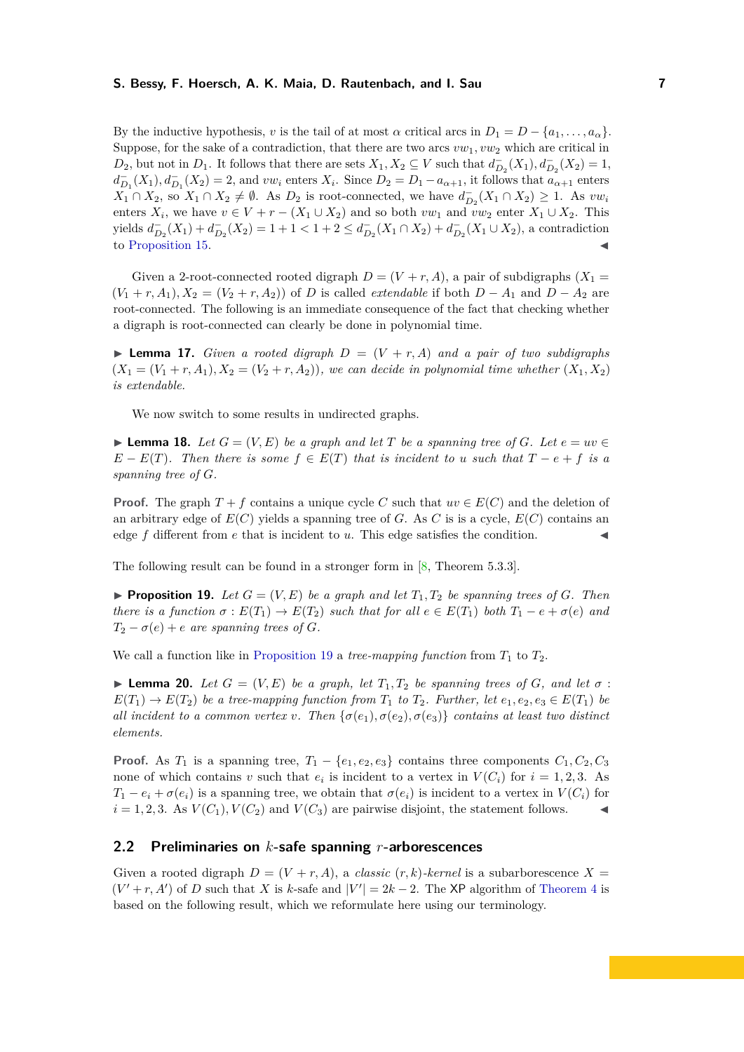By the inductive hypothesis, $v$ is the tail of at most $\alpha$ critical arcs in $D_1 = D - \{a_1, \ldots, a_\alpha\}$. Suppose, for the sake of a contradiction, that there are two arcs $vw_1, vw_2$ which are critical in $D_2$, but not in $D_1$. It follows that there are sets $X_1, X_2 \subseteq V$ such that $d^-_{D_2}(X_1), d^-_{D_2}(X_2) = 1$, $d^-_{D_1}(X_1), d^-_{D_1}(X_2) = 2$, and $vw_i$ enters $X_i$. Since $D_2 = D_1 - a_{\alpha+1}$, it follows that $a_{\alpha+1}$ enters $X_1 \cap X_2$, so $X_1 \cap X_2 \neq \emptyset$. As $D_2$ is root-connected, we have $d^-_{D_2}(X_1 \cap X_2) \geq 1$. As $vw_i$ enters $X_i$, we have $v \in V + r - (X_1 \cup X_2)$ and so both $vw_1$ and $vw_2$ enter $X_1 \cup X_2$. This yields $d^-_{D_2}(X_1) + d^-_{D_2}(X_2) = 1 + 1 < 1 + 2 \leq d^-_{D_2}(X_1 \cap X_2) + d^-_{D_2}(X_1 \cup X_2)$, a contradiction to Proposition 15. ◀

Given a 2-root-connected rooted digraph $D = (V + r, A)$, a pair of subdigraphs $(X_1 = (V_1 + r, A_1), X_2 = (V_2 + r, A_2))$ of $D$ is called *extendable* if both $D - A_1$ and $D - A_2$ are root-connected. The following is an immediate consequence of the fact that checking whether a digraph is root-connected can clearly be done in polynomial time.

▶ **Lemma 17.** *Given a rooted digraph $D = (V + r, A)$ and a pair of two subdigraphs $(X_1 = (V_1 + r, A_1), X_2 = (V_2 + r, A_2))$, we can decide in polynomial time whether $(X_1, X_2)$ is extendable.*

We now switch to some results in undirected graphs.

▶ **Lemma 18.** *Let $G = (V, E)$ be a graph and let $T$ be a spanning tree of $G$. Let $e = uv \in E - E(T)$. Then there is some $f \in E(T)$ that is incident to $u$ such that $T - e + f$ is a spanning tree of $G$.*

**Proof.** The graph $T + f$ contains a unique cycle $C$ such that $uv \in E(C)$ and the deletion of an arbitrary edge of $E(C)$ yields a spanning tree of $G$. As $C$ is is a cycle, $E(C)$ contains an edge $f$ different from $e$ that is incident to $u$. This edge satisfies the condition. ◀

The following result can be found in a stronger form in [8, Theorem 5.3.3].

▶ **Proposition 19.** *Let $G = (V, E)$ be a graph and let $T_1, T_2$ be spanning trees of $G$. Then there is a function $\sigma : E(T_1) \to E(T_2)$ such that for all $e \in E(T_1)$ both $T_1 - e + \sigma(e)$ and $T_2 - \sigma(e) + e$ are spanning trees of $G$.*

We call a function like in Proposition 19 a *tree-mapping function* from $T_1$ to $T_2$.

▶ **Lemma 20.** *Let $G = (V, E)$ be a graph, let $T_1, T_2$ be spanning trees of $G$, and let $\sigma : E(T_1) \to E(T_2)$ be a tree-mapping function from $T_1$ to $T_2$. Further, let $e_1, e_2, e_3 \in E(T_1)$ be all incident to a common vertex $v$. Then $\{\sigma(e_1), \sigma(e_2), \sigma(e_3)\}$ contains at least two distinct elements.*

**Proof.** As $T_1$ is a spanning tree, $T_1 - \{e_1, e_2, e_3\}$ contains three components $C_1, C_2, C_3$ none of which contains $v$ such that $e_i$ is incident to a vertex in $V(C_i)$ for $i = 1, 2, 3$. As $T_1 - e_i + \sigma(e_i)$ is a spanning tree, we obtain that $\sigma(e_i)$ is incident to a vertex in $V(C_i)$ for $i = 1, 2, 3$. As $V(C_1), V(C_2)$ and $V(C_3)$ are pairwise disjoint, the statement follows. ◀

## 2.2 Preliminaries on $k$-safe spanning $r$-arborescences

Given a rooted digraph $D = (V + r, A)$, a *classic $(r, k)$-kernel* is a subarborescence $X = (V' + r, A')$ of $D$ such that $X$ is $k$-safe and $|V'| = 2k - 2$. The XP algorithm of Theorem 4 is based on the following result, which we reformulate here using our terminology.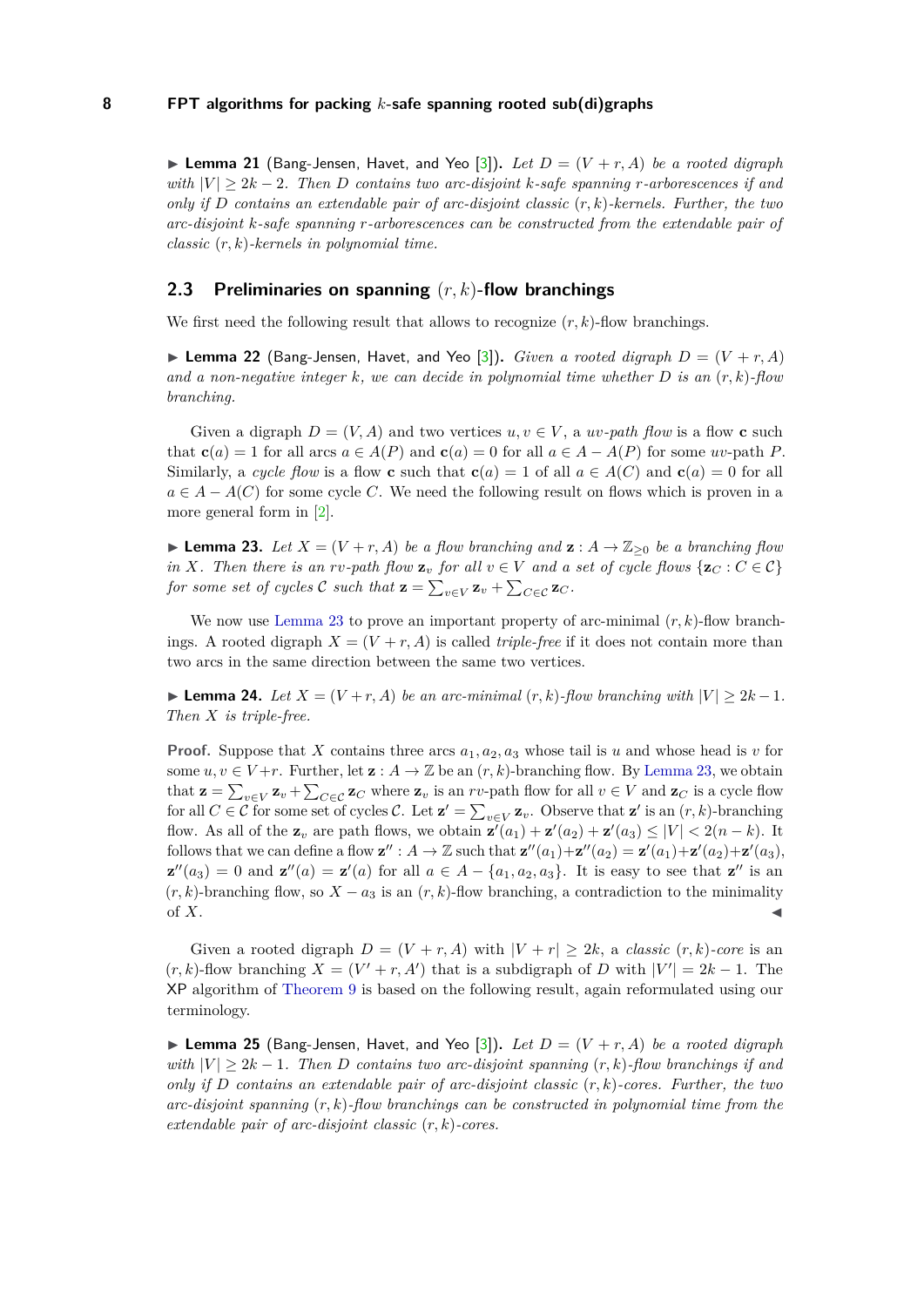▶ **Lemma 21** (Bang-Jensen, Havet, and Yeo [3]). *Let $D = (V + r, A)$ be a rooted digraph with $|V| \geq 2k - 2$. Then $D$ contains two arc-disjoint $k$-safe spanning $r$-arborescences if and only if $D$ contains an extendable pair of arc-disjoint classic $(r, k)$-kernels. Further, the two arc-disjoint $k$-safe spanning $r$-arborescences can be constructed from the extendable pair of classic $(r, k)$-kernels in polynomial time.*

## 2.3 Preliminaries on spanning $(r, k)$-flow branchings

We first need the following result that allows to recognize $(r, k)$-flow branchings.

▶ **Lemma 22** (Bang-Jensen, Havet, and Yeo [3]). *Given a rooted digraph $D = (V + r, A)$ and a non-negative integer $k$, we can decide in polynomial time whether $D$ is an $(r, k)$-flow branching.*

Given a digraph $D = (V, A)$ and two vertices $u, v \in V$, a *$uv$-path flow* is a flow $\mathbf{c}$ such that $\mathbf{c}(a) = 1$ for all arcs $a \in A(P)$ and $\mathbf{c}(a) = 0$ for all $a \in A - A(P)$ for some $uv$-path $P$. Similarly, a *cycle flow* is a flow $\mathbf{c}$ such that $\mathbf{c}(a) = 1$ of all $a \in A(C)$ and $\mathbf{c}(a) = 0$ for all $a \in A - A(C)$ for some cycle $C$. We need the following result on flows which is proven in a more general form in [2].

▶ **Lemma 23.** *Let $X = (V + r, A)$ be a flow branching and $\mathbf{z} : A \to \mathbb{Z}_{\geq 0}$ be a branching flow in $X$. Then there is an $rv$-path flow $\mathbf{z}_v$ for all $v \in V$ and a set of cycle flows $\{\mathbf{z}_C : C \in \mathcal{C}\}$ for some set of cycles $\mathcal{C}$ such that $\mathbf{z} = \sum_{v \in V} \mathbf{z}_v + \sum_{C \in \mathcal{C}} \mathbf{z}_C$.*

We now use Lemma 23 to prove an important property of arc-minimal $(r, k)$-flow branchings. A rooted digraph $X = (V + r, A)$ is called *triple-free* if it does not contain more than two arcs in the same direction between the same two vertices.

▶ **Lemma 24.** *Let $X = (V + r, A)$ be an arc-minimal $(r, k)$-flow branching with $|V| \geq 2k - 1$. Then $X$ is triple-free.*

**Proof.** Suppose that $X$ contains three arcs $a_1, a_2, a_3$ whose tail is $u$ and whose head is $v$ for some $u, v \in V + r$. Further, let $\mathbf{z} : A \to \mathbb{Z}$ be an $(r, k)$-branching flow. By Lemma 23, we obtain that $\mathbf{z} = \sum_{v \in V} \mathbf{z}_v + \sum_{C \in \mathcal{C}} \mathbf{z}_C$ where $\mathbf{z}_v$ is an $rv$-path flow for all $v \in V$ and $\mathbf{z}_C$ is a cycle flow for all $C \in \mathcal{C}$ for some set of cycles $\mathcal{C}$. Let $\mathbf{z}' = \sum_{v \in V} \mathbf{z}_v$. Observe that $\mathbf{z}'$ is an $(r, k)$-branching flow. As all of the $\mathbf{z}_v$ are path flows, we obtain $\mathbf{z}'(a_1) + \mathbf{z}'(a_2) + \mathbf{z}'(a_3) \leq |V| < 2(n - k)$. It follows that we can define a flow $\mathbf{z}'' : A \to \mathbb{Z}$ such that $\mathbf{z}''(a_1) + \mathbf{z}''(a_2) = \mathbf{z}'(a_1) + \mathbf{z}'(a_2) + \mathbf{z}'(a_3)$, $\mathbf{z}''(a_3) = 0$ and $\mathbf{z}''(a) = \mathbf{z}'(a)$ for all $a \in A - \{a_1, a_2, a_3\}$. It is easy to see that $\mathbf{z}''$ is an $(r, k)$-branching flow, so $X - a_3$ is an $(r, k)$-flow branching, a contradiction to the minimality of $X$. ◀

Given a rooted digraph $D = (V + r, A)$ with $|V + r| \geq 2k$, a *classic $(r, k)$-core* is an $(r, k)$-flow branching $X = (V' + r, A')$ that is a subdigraph of $D$ with $|V'| = 2k - 1$. The XP algorithm of Theorem 9 is based on the following result, again reformulated using our terminology.

▶ **Lemma 25** (Bang-Jensen, Havet, and Yeo [3]). *Let $D = (V + r, A)$ be a rooted digraph with $|V| \geq 2k - 1$. Then $D$ contains two arc-disjoint spanning $(r, k)$-flow branchings if and only if $D$ contains an extendable pair of arc-disjoint classic $(r, k)$-cores. Further, the two arc-disjoint spanning $(r, k)$-flow branchings can be constructed in polynomial time from the extendable pair of arc-disjoint classic $(r, k)$-cores.*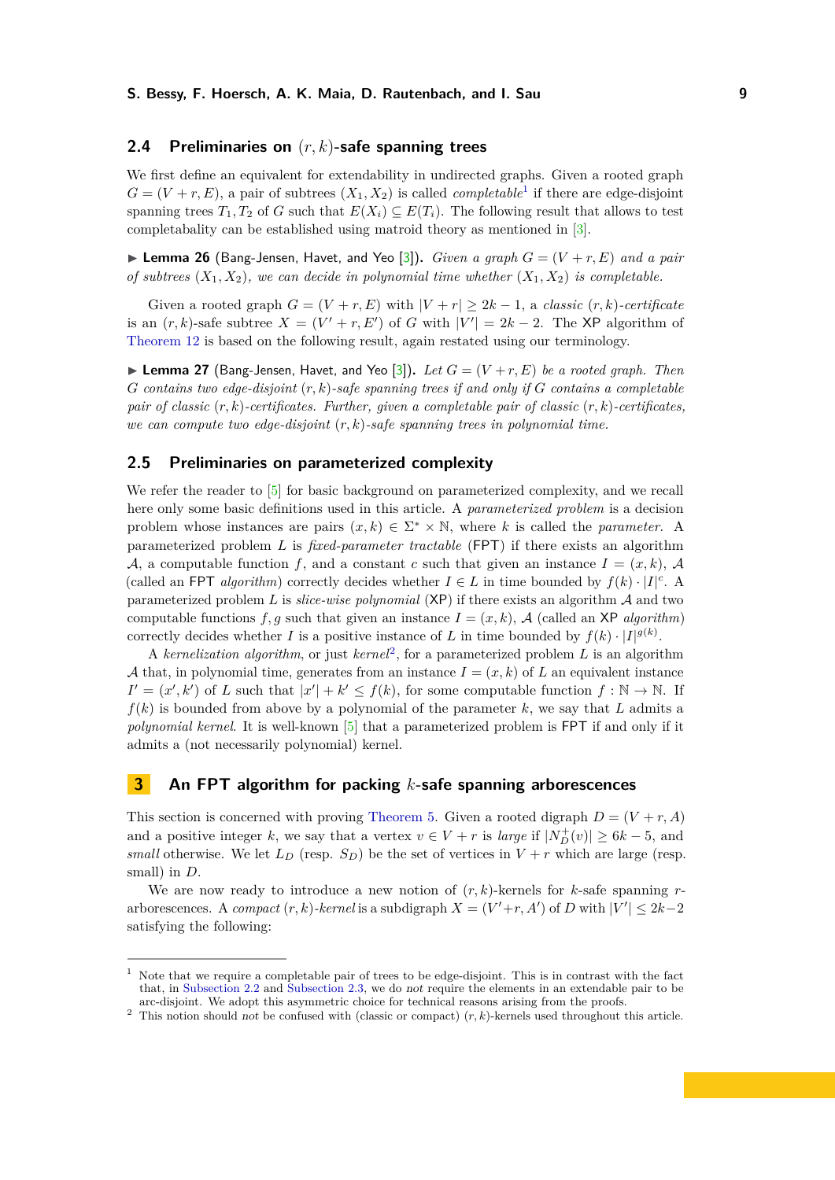## 2.4 Preliminaries on $(r, k)$-safe spanning trees

We first define an equivalent for extendability in undirected graphs. Given a rooted graph $G = (V + r, E)$, a pair of subtrees $(X_1, X_2)$ is called *completable*[1] if there are edge-disjoint spanning trees $T_1, T_2$ of $G$ such that $E(X_i) \subseteq E(T_i)$. The following result that allows to test completabatity can be established using matroid theory as mentioned in [3].

▶ **Lemma 26** (Bang-Jensen, Havet, and Yeo [3]). *Given a graph $G = (V + r, E)$ and a pair of subtrees $(X_1, X_2)$, we can decide in polynomial time whether $(X_1, X_2)$ is completable.*

Given a rooted graph $G = (V + r, E)$ with $|V + r| \geq 2k - 1$, a *classic $(r, k)$-certificate* is an $(r, k)$-safe subtree $X = (V' + r, E')$ of $G$ with $|V'| = 2k - 2$. The XP algorithm of Theorem 12 is based on the following result, again restated using our terminology.

▶ **Lemma 27** (Bang-Jensen, Havet, and Yeo [3]). *Let $G = (V + r, E)$ be a rooted graph. Then $G$ contains two edge-disjoint $(r, k)$-safe spanning trees if and only if $G$ contains a completable pair of classic $(r, k)$-certificates. Further, given a completable pair of classic $(r, k)$-certificates, we can compute two edge-disjoint $(r, k)$-safe spanning trees in polynomial time.*

## 2.5 Preliminaries on parameterized complexity

We refer the reader to [5] for basic background on parameterized complexity, and we recall here only some basic definitions used in this article. A *parameterized problem* is a decision problem whose instances are pairs $(x, k) \in \Sigma^* \times \mathbb{N}$, where $k$ is called the *parameter*. A parameterized problem $L$ is *fixed-parameter tractable* (FPT) if there exists an algorithm $\mathcal{A}$, a computable function $f$, and a constant $c$ such that given an instance $I = (x, k)$, $\mathcal{A}$ (called an FPT *algorithm*) correctly decides whether $I \in L$ in time bounded by $f(k) \cdot |I|^c$. A parameterized problem $L$ is *slice-wise polynomial* (XP) if there exists an algorithm $\mathcal{A}$ and two computable functions $f, g$ such that given an instance $I = (x, k)$, $\mathcal{A}$ (called an XP *algorithm*) correctly decides whether $I$ is a positive instance of $L$ in time bounded by $f(k) \cdot |I|^{g(k)}$.

A *kernelization algorithm*, or just *kernel*[2], for a parameterized problem $L$ is an algorithm $\mathcal{A}$ that, in polynomial time, generates from an instance $I = (x, k)$ of $L$ an equivalent instance $I' = (x', k')$ of $L$ such that $|x'| + k' \leq f(k)$, for some computable function $f : \mathbb{N} \to \mathbb{N}$. If $f(k)$ is bounded from above by a polynomial of the parameter $k$, we say that $L$ admits a *polynomial kernel*. It is well-known [5] that a parameterized problem is FPT if and only if it admits a (not necessarily polynomial) kernel.

# 3 An FPT algorithm for packing $k$-safe spanning arborescences

This section is concerned with proving Theorem 5. Given a rooted digraph $D = (V + r, A)$ and a positive integer $k$, we say that a vertex $v \in V + r$ is *large* if $|N^+_D(v)| \geq 6k - 5$, and *small* otherwise. We let $L_D$ (resp. $S_D$) be the set of vertices in $V + r$ which are large (resp. small) in $D$.

We are now ready to introduce a new notion of $(r, k)$-kernels for $k$-safe spanning $r$-arborescences. A *compact $(r, k)$-kernel* is a subdigraph $X = (V' + r, A')$ of $D$ with $|V'| \leq 2k - 2$ satisfying the following:

---

[1] Note that we require a completable pair of trees to be edge-disjoint. This is in contrast with the fact that, in Subsection 2.2 and Subsection 2.3, we do *not* require the elements in an extendable pair to be arc-disjoint. We adopt this asymmetric choice for technical reasons arising from the proofs.

[2] This notion should *not* be confused with (classic or compact) $(r, k)$-kernels used throughout this article.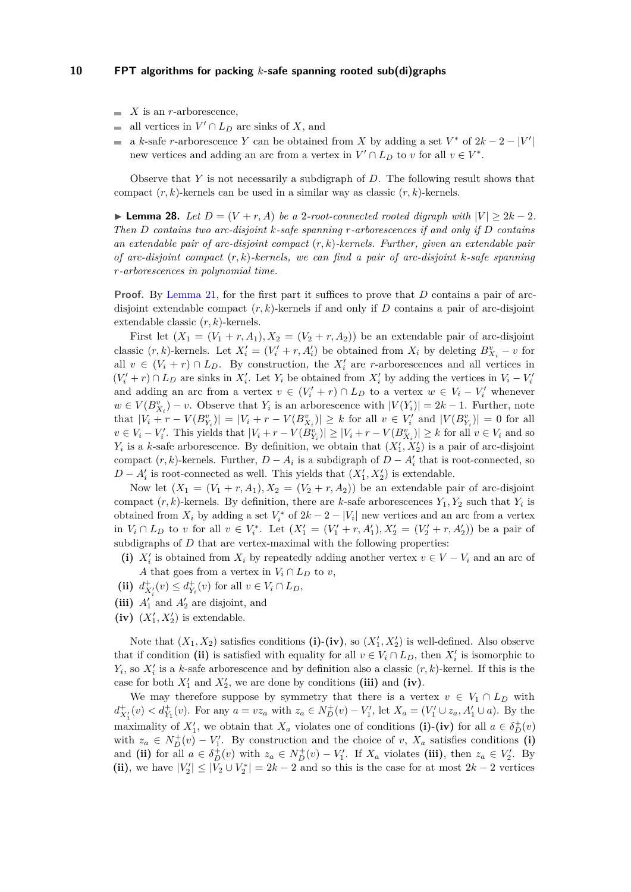- $X$ is an $r$-arborescence,
- all vertices in $V' \cap L_D$ are sinks of $X$, and
- a $k$-safe $r$-arborescence $Y$ can be obtained from $X$ by adding a set $V^*$ of $2k-2-|V'|$ new vertices and adding an arc from a vertex in $V' \cap L_D$ to $v$ for all $v \in V^*$.

Observe that $Y$ is not necessarily a subdigraph of $D$. The following result shows that compact $(r,k)$-kernels can be used in a similar way as classic $(r,k)$-kernels.

▶ **Lemma 28.** *Let $D = (V + r, A)$ be a 2-root-connected rooted digraph with $|V| \geq 2k-2$. Then $D$ contains two arc-disjoint $k$-safe spanning $r$-arborescences if and only if $D$ contains an extendable pair of arc-disjoint compact $(r,k)$-kernels. Further, given an extendable pair of arc-disjoint compact $(r,k)$-kernels, we can find a pair of arc-disjoint $k$-safe spanning $r$-arborescences in polynomial time.*

**Proof.** By Lemma 21, for the first part it suffices to prove that $D$ contains a pair of arc-disjoint extendable compact $(r,k)$-kernels if and only if $D$ contains a pair of arc-disjoint extendable classic $(r,k)$-kernels.

First let $(X_1 = (V_1 + r, A_1), X_2 = (V_2 + r, A_2))$ be an extendable pair of arc-disjoint classic $(r,k)$-kernels. Let $X_i' = (V_i' + r, A_i')$ be obtained from $X_i$ by deleting $B^v_{X_i} - v$ for all $v \in (V_i + r) \cap L_D$. By construction, the $X_i'$ are $r$-arborescences and all vertices in $(V_i' + r) \cap L_D$ are sinks in $X_i'$. Let $Y_i$ be obtained from $X_i'$ by adding the vertices in $V_i - V_i'$ and adding an arc from a vertex $v \in (V_i' + r) \cap L_D$ to a vertex $w \in V_i - V_i'$ whenever $w \in V(B^v_{X_i}) - v$. Observe that $Y_i$ is an arborescence with $|V(Y_i)| = 2k-1$. Further, note that $|V_i + r - V(B^v_{Y_i})| = |V_i + r - V(B^v_{X_i})| \geq k$ for all $v \in V_i'$ and $|V(B^v_{Y_i})| = 0$ for all $v \in V_i - V_i'$. This yields that $|V_i + r - V(B^v_{Y_i})| \geq |V_i + r - V(B^v_{X_i})| \geq k$ for all $v \in V_i$ and so $Y_i$ is a $k$-safe arborescence. By definition, we obtain that $(X_1', X_2')$ is a pair of arc-disjoint compact $(r,k)$-kernels. Further, $D - A_i$ is a subdigraph of $D - A_i'$ that is root-connected, so $D - A_i'$ is root-connected as well. This yields that $(X_1', X_2')$ is extendable.

Now let $(X_1 = (V_1 + r, A_1), X_2 = (V_2 + r, A_2))$ be an extendable pair of arc-disjoint compact $(r,k)$-kernels. By definition, there are $k$-safe arborescences $Y_1, Y_2$ such that $Y_i$ is obtained from $X_i$ by adding a set $V_i^*$ of $2k-2-|V_i|$ new vertices and an arc from a vertex in $V_i \cap L_D$ to $v$ for all $v \in V_i^*$. Let $(X_1' = (V_1' + r, A_1'), X_2' = (V_2' + r, A_2'))$ be a pair of subdigraphs of $D$ that are vertex-maximal with the following properties:

**(i)** $X_i'$ is obtained from $X_i$ by repeatedly adding another vertex $v \in V - V_i$ and an arc of $A$ that goes from a vertex in $V_i \cap L_D$ to $v$,

**(ii)** $d^+_{X_i'}(v) \leq d^+_{Y_i}(v)$ for all $v \in V_i \cap L_D$,

**(iii)** $A_1'$ and $A_2'$ are disjoint, and

**(iv)** $(X_1', X_2')$ is extendable.

Note that $(X_1, X_2)$ satisfies conditions **(i)**-**(iv)**, so $(X_1', X_2')$ is well-defined. Also observe that if condition **(ii)** is satisfied with equality for all $v \in V_i \cap L_D$, then $X_i'$ is isomorphic to $Y_i$, so $X_i'$ is a $k$-safe arborescence and by definition also a classic $(r,k)$-kernel. If this is the case for both $X_1'$ and $X_2'$, we are done by conditions **(iii)** and **(iv)**.

We may therefore suppose by symmetry that there is a vertex $v \in V_1 \cap L_D$ with $d^+_{X_1'}(v) < d^+_{Y_1}(v)$. For any $a = vz_a$ with $z_a \in N^+_D(v) - V_1'$, let $X_a = (V_1' \cup z_a, A_1' \cup a)$. By the maximality of $X_1'$, we obtain that $X_a$ violates one of conditions **(i)**-**(iv)** for all $a \in \delta^+_D(v)$ with $z_a \in N^+_D(v) - V_1'$. By construction and the choice of $v$, $X_a$ satisfies conditions **(i)** and **(ii)** for all $a \in \delta^+_D(v)$ with $z_a \in N^+_D(v) - V_1'$. If $X_a$ violates **(iii)**, then $z_a \in V_2'$. By **(ii)**, we have $|V_2'| \leq |V_2 \cup V_2^*| = 2k-2$ and so this is the case for at most $2k-2$ vertices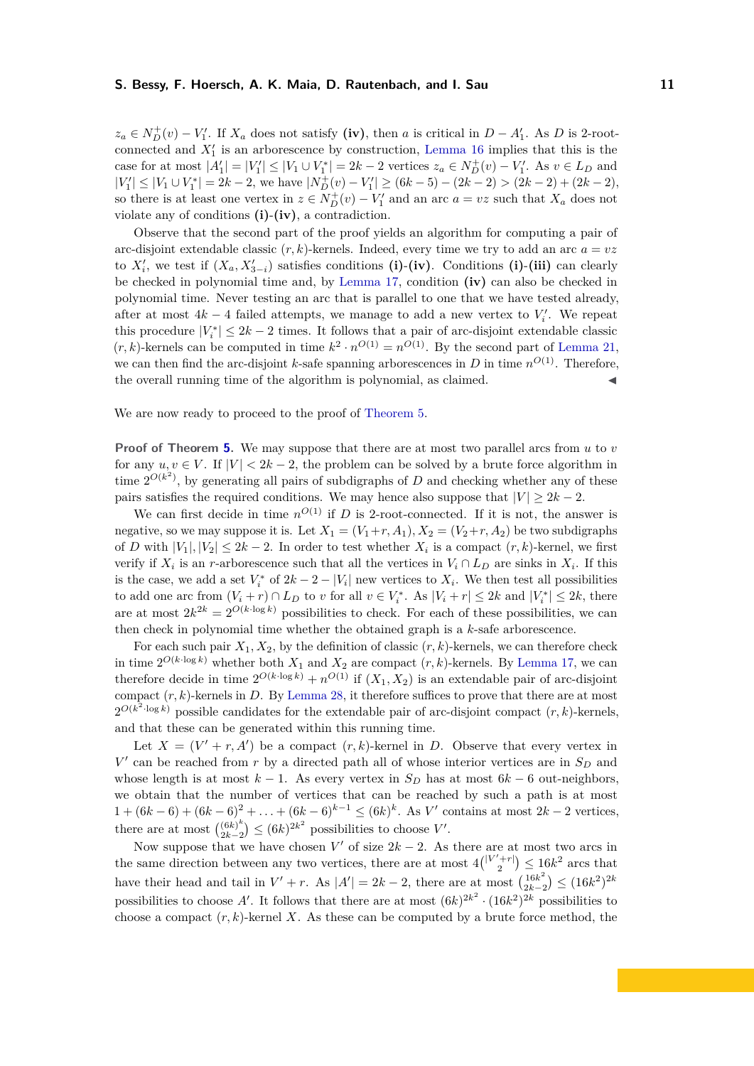$z_a \in N_D^+(v) - V_1'$. If $X_a$ does not satisfy **(iv)**, then $a$ is critical in $D - A_1'$. As $D$ is 2-root-connected and $X_1'$ is an arborescence by construction, Lemma 16 implies that this is the case for at most $|A_1'| = |V_1'| \leq |V_1 \cup V_1^*| = 2k-2$ vertices $z_a \in N_D^+(v) - V_1'$. As $v \in L_D$ and $|V_1'| \leq |V_1 \cup V_1^*| = 2k-2$, we have $|N_D^+(v) - V_1'| \geq (6k-5) - (2k-2) > (2k-2) + (2k-2)$, so there is at least one vertex in $z \in N_D^+(v) - V_1'$ and an arc $a = vz$ such that $X_a$ does not violate any of conditions **(i)**-**(iv)**, a contradiction.

Observe that the second part of the proof yields an algorithm for computing a pair of arc-disjoint extendable classic $(r,k)$-kernels. Indeed, every time we try to add an arc $a = vz$ to $X_i'$, we test if $(X_a, X_{3-i}')$ satisfies conditions **(i)**-**(iv)**. Conditions **(i)**-**(iii)** can clearly be checked in polynomial time and, by Lemma 17, condition **(iv)** can also be checked in polynomial time. Never testing an arc that is parallel to one that we have tested already, after at most $4k-4$ failed attempts, we manage to add a new vertex to $V_i'$. We repeat this procedure $|V_i^*| \leq 2k-2$ times. It follows that a pair of arc-disjoint extendable classic $(r,k)$-kernels can be computed in time $k^2 \cdot n^{O(1)} = n^{O(1)}$. By the second part of Lemma 21, we can then find the arc-disjoint $k$-safe spanning arborescences in $D$ in time $n^{O(1)}$. Therefore, the overall running time of the algorithm is polynomial, as claimed. ◀

We are now ready to proceed to the proof of Theorem 5.

**Proof of Theorem 5.** We may suppose that there are at most two parallel arcs from $u$ to $v$ for any $u, v \in V$. If $|V| < 2k-2$, the problem can be solved by a brute force algorithm in time $2^{O(k^2)}$, by generating all pairs of subdigraphs of $D$ and checking whether any of these pairs satisfies the required conditions. We may hence also suppose that $|V| \geq 2k-2$.

We can first decide in time $n^{O(1)}$ if $D$ is 2-root-connected. If it is not, the answer is negative, so we may suppose it is. Let $X_1 = (V_1 + r, A_1), X_2 = (V_2 + r, A_2)$ be two subdigraphs of $D$ with $|V_1|, |V_2| \leq 2k-2$. In order to test whether $X_i$ is a compact $(r,k)$-kernel, we first verify if $X_i$ is an $r$-arborescence such that all the vertices in $V_i \cap L_D$ are sinks in $X_i$. If this is the case, we add a set $V_i^*$ of $2k-2-|V_i|$ new vertices to $X_i$. We then test all possibilities to add one arc from $(V_i + r) \cap L_D$ to $v$ for all $v \in V_i^*$. As $|V_i + r| \leq 2k$ and $|V_i^*| \leq 2k$, there are at most $2k^{2k} = 2^{O(k \cdot \log k)}$ possibilities to check. For each of these possibilities, we can then check in polynomial time whether the obtained graph is a $k$-safe arborescence.

For each such pair $X_1, X_2$, by the definition of classic $(r,k)$-kernels, we can therefore check in time $2^{O(k \cdot \log k)}$ whether both $X_1$ and $X_2$ are compact $(r,k)$-kernels. By Lemma 17, we can therefore decide in time $2^{O(k \cdot \log k)} + n^{O(1)}$ if $(X_1, X_2)$ is an extendable pair of arc-disjoint compact $(r,k)$-kernels in $D$. By Lemma 28, it therefore suffices to prove that there are at most $2^{O(k^2 \cdot \log k)}$ possible candidates for the extendable pair of arc-disjoint compact $(r,k)$-kernels, and that these can be generated within this running time.

Let $X = (V' + r, A')$ be a compact $(r,k)$-kernel in $D$. Observe that every vertex in $V'$ can be reached from $r$ by a directed path all of whose interior vertices are in $S_D$ and whose length is at most $k-1$. As every vertex in $S_D$ has at most $6k-6$ out-neighbors, we obtain that the number of vertices that can be reached by such a path is at most $1 + (6k-6) + (6k-6)^2 + \ldots + (6k-6)^{k-1} \leq (6k)^k$. As $V'$ contains at most $2k-2$ vertices, there are at most $\binom{(6k)^k}{2k-2} \leq (6k)^{2k^2}$ possibilities to choose $V'$.

Now suppose that we have chosen $V'$ of size $2k-2$. As there are at most two arcs in the same direction between any two vertices, there are at most $4\binom{|V'+r|}{2} \leq 16k^2$ arcs that have their head and tail in $V' + r$. As $|A'| = 2k-2$, there are at most $\binom{16k^2}{2k-2} \leq (16k^2)^{2k}$ possibilities to choose $A'$. It follows that there are at most $(6k)^{2k^2} \cdot (16k^2)^{2k}$ possibilities to choose a compact $(r,k)$-kernel $X$. As these can be computed by a brute force method, the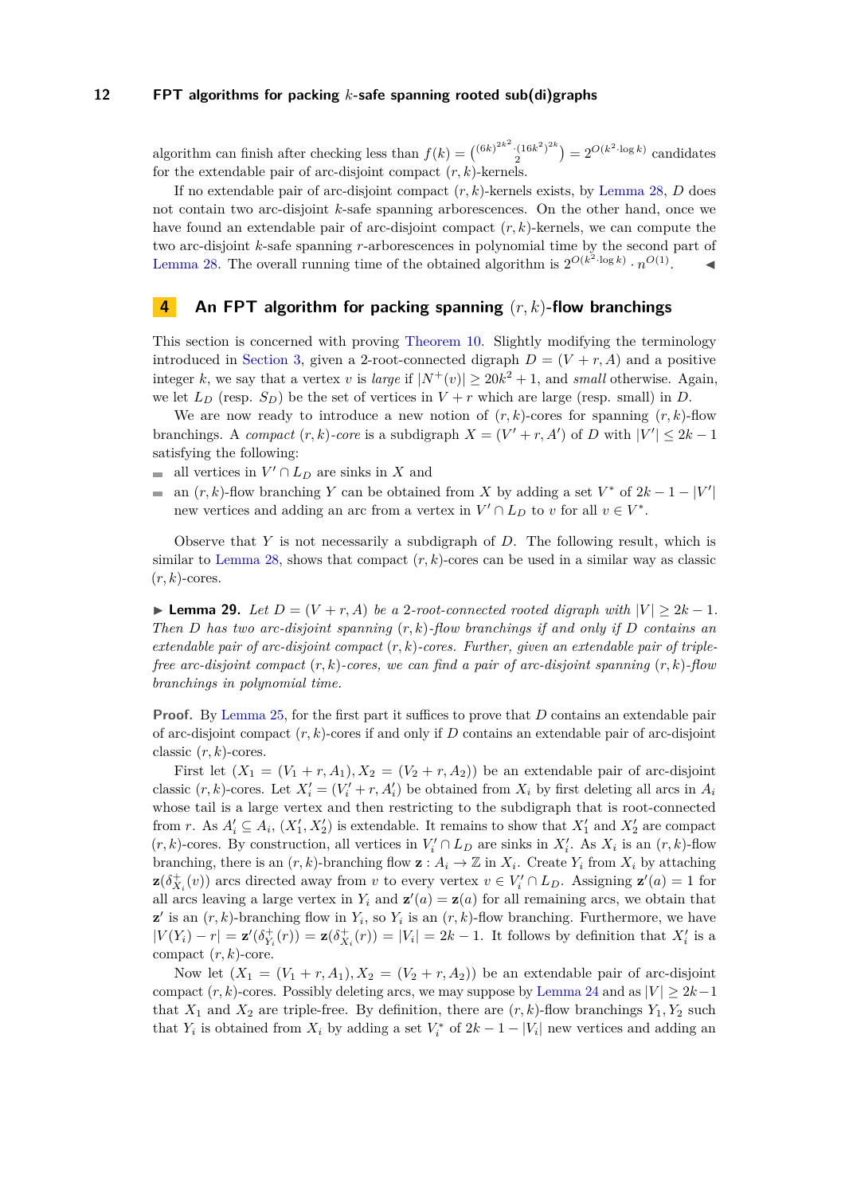algorithm can finish after checking less than $f(k) = \binom{(6k)^{2k^2} \cdot (16k^2)^{2k}}{2} = 2^{O(k^2 \cdot \log k)}$ candidates for the extendable pair of arc-disjoint compact $(r,k)$-kernels.

If no extendable pair of arc-disjoint compact $(r,k)$-kernels exists, by Lemma 28, $D$ does not contain two arc-disjoint $k$-safe spanning arborescences. On the other hand, once we have found an extendable pair of arc-disjoint compact $(r,k)$-kernels, we can compute the two arc-disjoint $k$-safe spanning $r$-arborescences in polynomial time by the second part of Lemma 28. The overall running time of the obtained algorithm is $2^{O(k^2 \cdot \log k)} \cdot n^{O(1)}$. ◀

## 4 An FPT algorithm for packing spanning $(r,k)$-flow branchings

This section is concerned with proving Theorem 10. Slightly modifying the terminology introduced in Section 3, given a 2-root-connected digraph $D = (V + r, A)$ and a positive integer $k$, we say that a vertex $v$ is *large* if $|N^+(v)| \geq 20k^2 + 1$, and *small* otherwise. Again, we let $L_D$ (resp. $S_D$) be the set of vertices in $V + r$ which are large (resp. small) in $D$.

We are now ready to introduce a new notion of $(r,k)$-cores for spanning $(r,k)$-flow branchings. A *compact* $(r,k)$*-core* is a subgraph $X = (V' + r, A')$ of $D$ with $|V'| \leq 2k - 1$ satisfying the following:

- all vertices in $V' \cap L_D$ are sinks in $X$ and
- an $(r,k)$-flow branching $Y$ can be obtained from $X$ by adding a set $V^*$ of $2k - 1 - |V'|$ new vertices and adding an arc from a vertex in $V' \cap L_D$ to $v$ for all $v \in V^*$.

Observe that $Y$ is not necessarily a subgraph of $D$. The following result, which is similar to Lemma 28, shows that compact $(r,k)$-cores can be used in a similar way as classic $(r,k)$-cores.

▶ **Lemma 29.** *Let $D = (V + r, A)$ be a 2-root-connected rooted digraph with $|V| \geq 2k - 1$. Then $D$ has two arc-disjoint spanning $(r,k)$-flow branchings if and only if $D$ contains an extendable pair of arc-disjoint compact $(r,k)$-cores. Further, given an extendable pair of triple-free arc-disjoint compact $(r,k)$-cores, we can find a pair of arc-disjoint spanning $(r,k)$-flow branchings in polynomial time.*

**Proof.** By Lemma 25, for the first part it suffices to prove that $D$ contains an extendable pair of arc-disjoint compact $(r,k)$-cores if and only if $D$ contains an extendable pair of arc-disjoint classic $(r,k)$-cores.

First let $(X_1 = (V_1 + r, A_1), X_2 = (V_2 + r, A_2))$ be an extendable pair of arc-disjoint classic $(r,k)$-cores. Let $X'_i = (V'_i + r, A'_i)$ be obtained from $X_i$ by first deleting all arcs in $A_i$ whose tail is a large vertex and then restricting to the subgraph that is root-connected from $r$. As $A'_i \subseteq A_i$, $(X'_1, X'_2)$ is extendable. It remains to show that $X'_1$ and $X'_2$ are compact $(r,k)$-cores. By construction, all vertices in $V'_i \cap L_D$ are sinks in $X'_i$. As $X_i$ is an $(r,k)$-flow branching, there is an $(r,k)$-branching flow $\mathbf{z} : A_i \to \mathbb{Z}$ in $X_i$. Create $Y_i$ from $X_i$ by attaching $\mathbf{z}(\delta^+_{X_i}(v))$ arcs directed away from $v$ to every vertex $v \in V'_i \cap L_D$. Assigning $\mathbf{z}'(a) = 1$ for all arcs leaving a large vertex in $Y_i$ and $\mathbf{z}'(a) = \mathbf{z}(a)$ for all remaining arcs, we obtain that $\mathbf{z}'$ is an $(r,k)$-branching flow in $Y_i$, so $Y_i$ is an $(r,k)$-flow branching. Furthermore, we have $|V(Y_i) - r| = \mathbf{z}'(\delta^+_{Y_i}(r)) = \mathbf{z}(\delta^+_{X_i}(r)) = |V_i| = 2k - 1$. It follows by definition that $X'_i$ is a compact $(r,k)$-core.

Now let $(X_1 = (V_1 + r, A_1), X_2 = (V_2 + r, A_2))$ be an extendable pair of arc-disjoint compact $(r,k)$-cores. Possibly deleting arcs, we may suppose by Lemma 24 and as $|V| \geq 2k-1$ that $X_1$ and $X_2$ are triple-free. By definition, there are $(r,k)$-flow branchings $Y_1, Y_2$ such that $Y_i$ is obtained from $X_i$ by adding a set $V^*_i$ of $2k - 1 - |V_i|$ new vertices and adding an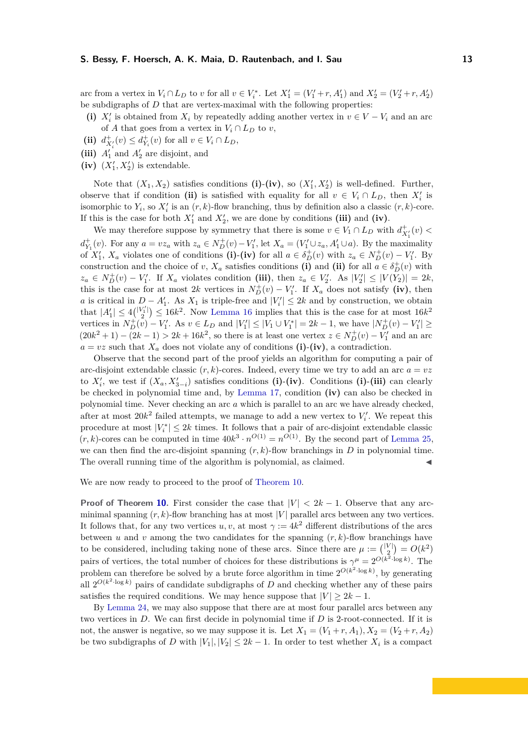arc from a vertex in $V_i \cap L_D$ to $v$ for all $v \in V_i^*$. Let $X_1' = (V_1' + r, A_1')$ and $X_2' = (V_2' + r, A_2')$ be subdigraphs of $D$ that are vertex-maximal with the following properties:

**(i)** $X_i'$ is obtained from $X_i$ by repeatedly adding another vertex in $v \in V - V_i$ and an arc of $A$ that goes from a vertex in $V_i \cap L_D$ to $v$,

**(ii)** $d^+_{X_i'}(v) \leq d^+_{Y_i}(v)$ for all $v \in V_i \cap L_D$,

**(iii)** $A_1'$ and $A_2'$ are disjoint, and

**(iv)** $(X_1', X_2')$ is extendable.

Note that $(X_1, X_2)$ satisfies conditions **(i)**-**(iv)**, so $(X_1', X_2')$ is well-defined. Further, observe that if condition **(ii)** is satisfied with equality for all $v \in V_i \cap L_D$, then $X_i'$ is isomorphic to $Y_i$, so $X_i'$ is an $(r,k)$-flow branching, thus by definition also a classic $(r,k)$-core. If this is the case for both $X_1'$ and $X_2'$, we are done by conditions **(iii)** and **(iv)**.

We may therefore suppose by symmetry that there is some $v \in V_1 \cap L_D$ with $d^+_{X_1'}(v) < d^+_{Y_1}(v)$. For any $a = vz_a$ with $z_a \in N^+_D(v) - V_1'$, let $X_a = (V_1' \cup z_a, A_1' \cup a)$. By the maximality of $X_1'$, $X_a$ violates one of conditions **(i)**-**(iv)** for all $a \in \delta^+_D(v)$ with $z_a \in N^+_D(v) - V_1'$. By construction and the choice of $v$, $X_a$ satisfies conditions **(i)** and **(ii)** for all $a \in \delta^+_D(v)$ with $z_a \in N^+_D(v) - V_1'$. If $X_a$ violates condition **(iii)**, then $z_a \in V_2'$. As $|V_2'| \leq |V(Y_2)| = 2k$, this is the case for at most $2k$ vertices in $N^+_D(v) - V_1'$. If $X_a$ does not satisfy **(iv)**, then $a$ is critical in $D - A_1'$. As $X_1$ is triple-free and $|V_i'| \leq 2k$ and by construction, we obtain that $|A_1'| \leq 4\binom{|V_1'|}{2} \leq 16k^2$. Now Lemma 16 implies that this is the case for at most $16k^2$ vertices in $N^+_D(v) - V_1'$. As $v \in L_D$ and $|V_1'| \leq |V_1 \cup V_1^*| = 2k - 1$, we have $|N^+_D(v) - V_1'| \geq (20k^2 + 1) - (2k - 1) > 2k + 16k^2$, so there is at least one vertex $z \in N^+_D(v) - V_1'$ and an arc $a = vz$ such that $X_a$ does not violate any of conditions **(i)**-**(iv)**, a contradiction.

Observe that the second part of the proof yields an algorithm for computing a pair of arc-disjoint extendable classic $(r,k)$-cores. Indeed, every time we try to add an arc $a = vz$ to $X_i'$, we test if $(X_a, X_{3-i}')$ satisfies conditions **(i)**-**(iv)**. Conditions **(i)**-**(iii)** can clearly be checked in polynomial time and, by Lemma 17, condition **(iv)** can also be checked in polynomial time. Never checking an arc $a$ which is parallel to an arc we have already checked, after at most $20k^2$ failed attempts, we manage to add a new vertex to $V_i'$. We repeat this procedure at most $|V_i^*| \leq 2k$ times. It follows that a pair of arc-disjoint extendable classic $(r,k)$-cores can be computed in time $40k^3 \cdot n^{O(1)} = n^{O(1)}$. By the second part of Lemma 25, we can then find the arc-disjoint spanning $(r,k)$-flow branchings in $D$ in polynomial time. The overall running time of the algorithm is polynomial, as claimed. ◀

We are now ready to proceed to the proof of Theorem 10.

**Proof of Theorem 10.** First consider the case that $|V| < 2k - 1$. Observe that any arc-minimal spanning $(r,k)$-flow branching has at most $|V|$ parallel arcs between any two vertices. It follows that, for any two vertices $u, v$, at most $\gamma := 4k^2$ different distributions of the arcs between $u$ and $v$ among the two candidates for the spanning $(r,k)$-flow branchings have to be considered, including taking none of these arcs. Since there are $\mu := \binom{|V|}{2} = O(k^2)$ pairs of vertices, the total number of choices for these distributions is $\gamma^\mu = 2^{O(k^2 \cdot \log k)}$. The problem can therefore be solved by a brute force algorithm in time $2^{O(k^2 \cdot \log k)}$, by generating all $2^{O(k^2 \cdot \log k)}$ pairs of candidate subdigraphs of $D$ and checking whether any of these pairs satisfies the required conditions. We may hence suppose that $|V| \geq 2k - 1$.

By Lemma 24, we may also suppose that there are at most four parallel arcs between any two vertices in $D$. We can first decide in polynomial time if $D$ is 2-root-connected. If it is not, the answer is negative, so we may suppose it is. Let $X_1 = (V_1 + r, A_1), X_2 = (V_2 + r, A_2)$ be two subdigraphs of $D$ with $|V_1|, |V_2| \leq 2k - 1$. In order to test whether $X_i$ is a compact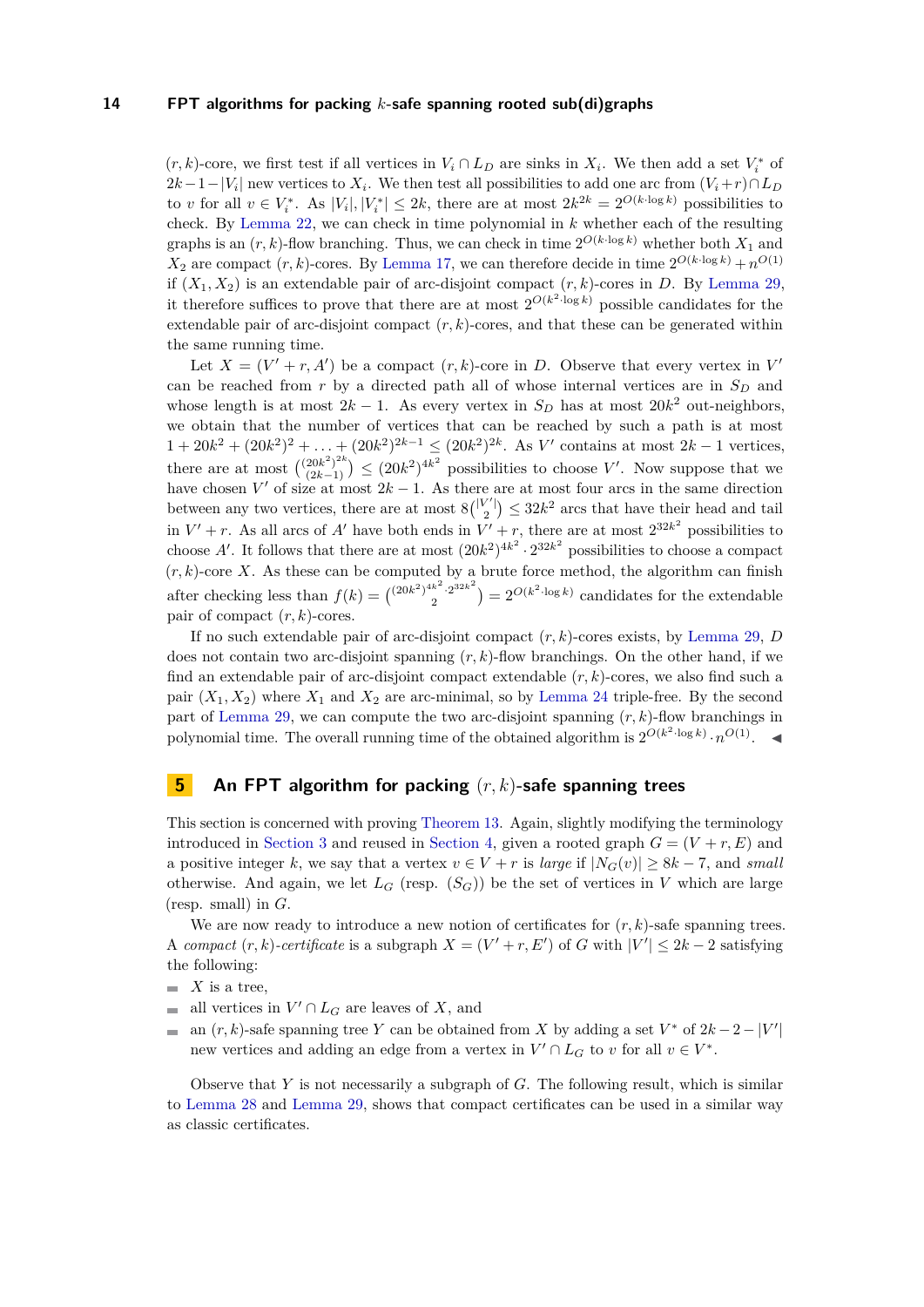$(r,k)$-core, we first test if all vertices in $V_i \cap L_D$ are sinks in $X_i$. We then add a set $V_i^*$ of $2k-1-|V_i|$ new vertices to $X_i$. We then test all possibilities to add one arc from $(V_i+r)\cap L_D$ to $v$ for all $v \in V_i^*$. As $|V_i|, |V_i^*| \leq 2k$, there are at most $2k^{2k} = 2^{O(k \cdot \log k)}$ possibilities to check. By Lemma 22, we can check in time polynomial in $k$ whether each of the resulting graphs is an $(r,k)$-flow branching. Thus, we can check in time $2^{O(k \cdot \log k)}$ whether both $X_1$ and $X_2$ are compact $(r,k)$-cores. By Lemma 17, we can therefore decide in time $2^{O(k \cdot \log k)} + n^{O(1)}$ if $(X_1, X_2)$ is an extendable pair of arc-disjoint compact $(r,k)$-cores in $D$. By Lemma 29, it therefore suffices to prove that there are at most $2^{O(k^2 \cdot \log k)}$ possible candidates for the extendable pair of arc-disjoint compact $(r,k)$-cores, and that these can be generated within the same running time.

Let $X = (V'+r, A')$ be a compact $(r,k)$-core in $D$. Observe that every vertex in $V'$ can be reached from $r$ by a directed path all of whose internal vertices are in $S_D$ and whose length is at most $2k-1$. As every vertex in $S_D$ has at most $20k^2$ out-neighbors, we obtain that the number of vertices that can be reached by such a path is at most $1 + 20k^2 + (20k^2)^2 + \ldots + (20k^2)^{2k-1} \leq (20k^2)^{2k}$. As $V'$ contains at most $2k-1$ vertices, there are at most $\binom{(20k^2)^{2k}}{(2k-1)} \leq (20k^2)^{4k^2}$ possibilities to choose $V'$. Now suppose that we have chosen $V'$ of size at most $2k-1$. As there are at most four arcs in the same direction between any two vertices, there are at most $8\binom{|V'|}{2} \leq 32k^2$ arcs that have their head and tail in $V'+r$. As all arcs of $A'$ have both ends in $V'+r$, there are at most $2^{32k^2}$ possibilities to choose $A'$. It follows that there are at most $(20k^2)^{4k^2} \cdot 2^{32k^2}$ possibilities to choose a compact $(r,k)$-core $X$. As these can be computed by a brute force method, the algorithm can finish after checking less than $f(k) = \binom{(20k^2)^{4k^2} \cdot 2^{32k^2}}{2} = 2^{O(k^2 \cdot \log k)}$ candidates for the extendable pair of compact $(r,k)$-cores.

If no such extendable pair of arc-disjoint compact $(r,k)$-cores exists, by Lemma 29, $D$ does not contain two arc-disjoint spanning $(r,k)$-flow branchings. On the other hand, if we find an extendable pair of arc-disjoint compact extendable $(r,k)$-cores, we also find such a pair $(X_1, X_2)$ where $X_1$ and $X_2$ are arc-minimal, so by Lemma 24 triple-free. By the second part of Lemma 29, we can compute the two arc-disjoint spanning $(r,k)$-flow branchings in polynomial time. The overall running time of the obtained algorithm is $2^{O(k^2 \cdot \log k)} \cdot n^{O(1)}$. ◀

## 5 An FPT algorithm for packing $(r,k)$-safe spanning trees

This section is concerned with proving Theorem 13. Again, slightly modifying the terminology introduced in Section 3 and reused in Section 4, given a rooted graph $G = (V+r, E)$ and a positive integer $k$, we say that a vertex $v \in V+r$ is *large* if $|N_G(v)| \geq 8k-7$, and *small* otherwise. And again, we let $L_G$ (resp. $(S_G)$) be the set of vertices in $V$ which are large (resp. small) in $G$.

We are now ready to introduce a new notion of certificates for $(r,k)$-safe spanning trees. A *compact* $(r,k)$*-certificate* is a subgraph $X = (V'+r, E')$ of $G$ with $|V'| \leq 2k-2$ satisfying the following:

- $X$ is a tree,
- all vertices in $V' \cap L_G$ are leaves of $X$, and
- an $(r,k)$-safe spanning tree $Y$ can be obtained from $X$ by adding a set $V^*$ of $2k-2-|V'|$ new vertices and adding an edge from a vertex in $V' \cap L_G$ to $v$ for all $v \in V^*$.

Observe that $Y$ is not necessarily a subgraph of $G$. The following result, which is similar to Lemma 28 and Lemma 29, shows that compact certificates can be used in a similar way as classic certificates.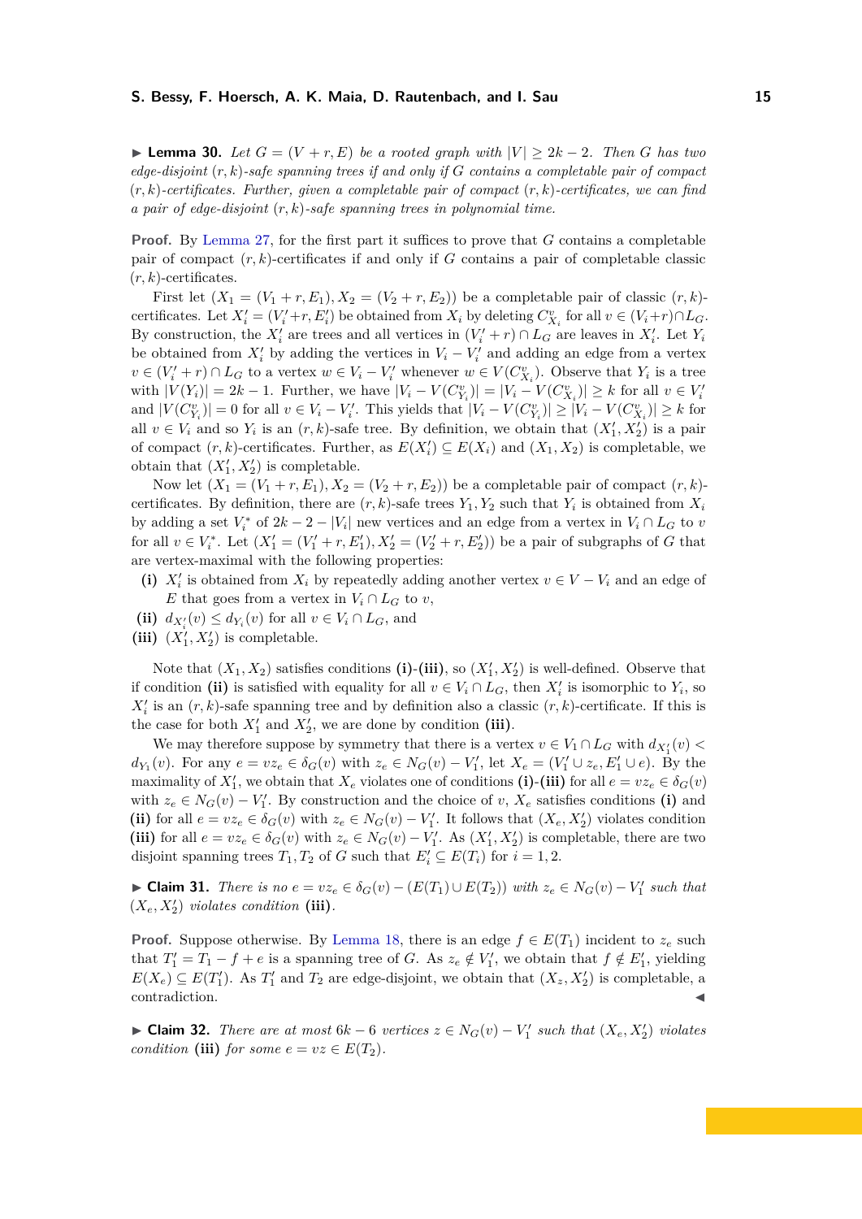▶ **Lemma 30.** *Let $G = (V + r, E)$ be a rooted graph with $|V| \geq 2k - 2$. Then $G$ has two edge-disjoint $(r, k)$-safe spanning trees if and only if $G$ contains a completable pair of compact $(r, k)$-certificates. Further, given a completable pair of compact $(r, k)$-certificates, we can find a pair of edge-disjoint $(r, k)$-safe spanning trees in polynomial time.*

**Proof.** By Lemma 27, for the first part it suffices to prove that $G$ contains a completable pair of compact $(r, k)$-certificates if and only if $G$ contains a pair of completable classic $(r, k)$-certificates.

First let $(X_1 = (V_1 + r, E_1), X_2 = (V_2 + r, E_2))$ be a completable pair of classic $(r, k)$-certificates. Let $X_i' = (V_i' + r, E_i')$ be obtained from $X_i$ by deleting $C^v_{X_i}$ for all $v \in (V_i + r) \cap L_G$. By construction, the $X_i'$ are trees and all vertices in $(V_i' + r) \cap L_G$ are leaves in $X_i'$. Let $Y_i$ be obtained from $X_i'$ by adding the vertices in $V_i - V_i'$ and adding an edge from a vertex $v \in (V_i' + r) \cap L_G$ to a vertex $w \in V_i - V_i'$ whenever $w \in V(C^v_{X_i})$. Observe that $Y_i$ is a tree with $|V(Y_i)| = 2k - 1$. Further, we have $|V_i - V(C^v_{Y_i})| = |V_i - V(C^v_{X_i})| \geq k$ for all $v \in V_i'$ and $|V(C^v_{Y_i})| = 0$ for all $v \in V_i - V_i'$. This yields that $|V_i - V(C^v_{Y_i})| \geq |V_i - V(C^v_{X_i})| \geq k$ for all $v \in V_i$ and so $Y_i$ is an $(r, k)$-safe tree. By definition, we obtain that $(X_1', X_2')$ is a pair of compact $(r, k)$-certificates. Further, as $E(X_i') \subseteq E(X_i)$ and $(X_1, X_2)$ is completable, we obtain that $(X_1', X_2')$ is completable.

Now let $(X_1 = (V_1 + r, E_1), X_2 = (V_2 + r, E_2))$ be a completable pair of compact $(r, k)$-certificates. By definition, there are $(r, k)$-safe trees $Y_1, Y_2$ such that $Y_i$ is obtained from $X_i$ by adding a set $V_i^*$ of $2k - 2 - |V_i|$ new vertices and an edge from a vertex in $V_i \cap L_G$ to $v$ for all $v \in V_i^*$. Let $(X_1' = (V_1' + r, E_1'), X_2' = (V_2' + r, E_2'))$ be a pair of subgraphs of $G$ that are vertex-maximal with the following properties:

**(i)** $X_i'$ is obtained from $X_i$ by repeatedly adding another vertex $v \in V - V_i$ and an edge of $E$ that goes from a vertex in $V_i \cap L_G$ to $v$,

**(ii)** $d_{X_i'}(v) \leq d_{Y_i}(v)$ for all $v \in V_i \cap L_G$, and

**(iii)** $(X_1', X_2')$ is completable.

Note that $(X_1, X_2)$ satisfies conditions **(i)**-**(iii)**, so $(X_1', X_2')$ is well-defined. Observe that if condition **(ii)** is satisfied with equality for all $v \in V_i \cap L_G$, then $X_i'$ is isomorphic to $Y_i$, so $X_i'$ is an $(r, k)$-safe spanning tree and by definition also a classic $(r, k)$-certificate. If this is the case for both $X_1'$ and $X_2'$, we are done by condition **(iii)**.

We may therefore suppose by symmetry that there is a vertex $v \in V_1 \cap L_G$ with $d_{X_1'}(v) < d_{Y_1}(v)$. For any $e = vz_e \in \delta_G(v)$ with $z_e \in N_G(v) - V_1'$, let $X_e = (V_1' \cup z_e, E_1' \cup e)$. By the maximality of $X_1'$, we obtain that $X_e$ violates one of conditions **(i)**-**(iii)** for all $e = vz_e \in \delta_G(v)$ with $z_e \in N_G(v) - V_1'$. By construction and the choice of $v$, $X_e$ satisfies conditions **(i)** and **(ii)** for all $e = vz_e \in \delta_G(v)$ with $z_e \in N_G(v) - V_1'$. It follows that $(X_e, X_2')$ violates condition **(iii)** for all $e = vz_e \in \delta_G(v)$ with $z_e \in N_G(v) - V_1'$. As $(X_1', X_2')$ is completable, there are two disjoint spanning trees $T_1, T_2$ of $G$ such that $E_i' \subseteq E(T_i)$ for $i = 1, 2$.

▶ **Claim 31.** *There is no $e = vz_e \in \delta_G(v) - (E(T_1) \cup E(T_2))$ with $z_e \in N_G(v) - V_1'$ such that $(X_e, X_2')$ violates condition* **(iii)**.

**Proof.** Suppose otherwise. By Lemma 18, there is an edge $f \in E(T_1)$ incident to $z_e$ such that $T_1' = T_1 - f + e$ is a spanning tree of $G$. As $z_e \notin V_1'$, we obtain that $f \notin E_1'$, yielding $E(X_e) \subseteq E(T_1')$. As $T_1'$ and $T_2$ are edge-disjoint, we obtain that $(X_z, X_2')$ is completable, a contradiction. ◀

▶ **Claim 32.** *There are at most $6k - 6$ vertices $z \in N_G(v) - V_1'$ such that $(X_e, X_2')$ violates condition* **(iii)** *for some $e = vz \in E(T_2)$.*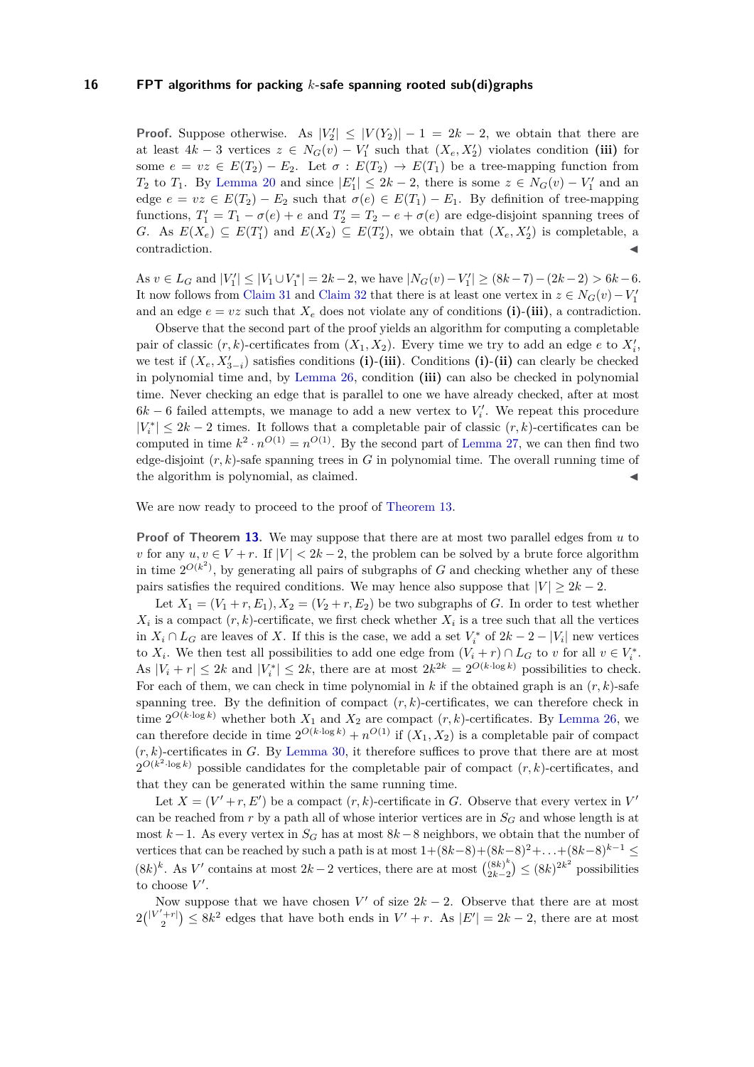**Proof.** Suppose otherwise. As $|V_2'| \leq |V(Y_2)| - 1 = 2k-2$, we obtain that there are at least $4k-3$ vertices $z \in N_G(v) - V_1'$ such that $(X_e, X_2')$ violates condition **(iii)** for some $e = vz \in E(T_2) - E_2$. Let $\sigma : E(T_2) \to E(T_1)$ be a tree-mapping function from $T_2$ to $T_1$. By Lemma 20 and since $|E_1'| \leq 2k-2$, there is some $z \in N_G(v) - V_1'$ and an edge $e = vz \in E(T_2) - E_2$ such that $\sigma(e) \in E(T_1) - E_1$. By definition of tree-mapping functions, $T_1' = T_1 - \sigma(e) + e$ and $T_2' = T_2 - e + \sigma(e)$ are edge-disjoint spanning trees of $G$. As $E(X_e) \subseteq E(T_1')$ and $E(X_2) \subseteq E(T_2')$, we obtain that $(X_e, X_2')$ is completable, a contradiction. ◀

As $v \in L_G$ and $|V_1'| \leq |V_1 \cup V_1^*| = 2k-2$, we have $|N_G(v) - V_1'| \geq (8k-7) - (2k-2) > 6k-6$. It now follows from Claim 31 and Claim 32 that there is at least one vertex in $z \in N_G(v) - V_1'$ and an edge $e = vz$ such that $X_e$ does not violate any of conditions **(i)**-**(iii)**, a contradiction.

Observe that the second part of the proof yields an algorithm for computing a completable pair of classic $(r,k)$-certificates from $(X_1, X_2)$. Every time we try to add an edge $e$ to $X_i'$, we test if $(X_e, X_{3-i}')$ satisfies conditions **(i)**-**(iii)**. Conditions **(i)**-**(ii)** can clearly be checked in polynomial time and, by Lemma 26, condition **(iii)** can also be checked in polynomial time. Never checking an edge that is parallel to one we have already checked, after at most $6k-6$ failed attempts, we manage to add a new vertex to $V_i'$. We repeat this procedure $|V_i^*| \leq 2k-2$ times. It follows that a completable pair of classic $(r,k)$-certificates can be computed in time $k^2 \cdot n^{O(1)} = n^{O(1)}$. By the second part of Lemma 27, we can then find two edge-disjoint $(r,k)$-safe spanning trees in $G$ in polynomial time. The overall running time of the algorithm is polynomial, as claimed. ◀

We are now ready to proceed to the proof of Theorem 13.

**Proof of Theorem 13.** We may suppose that there are at most two parallel edges from $u$ to $v$ for any $u, v \in V + r$. If $|V| < 2k-2$, the problem can be solved by a brute force algorithm in time $2^{O(k^2)}$, by generating all pairs of subgraphs of $G$ and checking whether any of these pairs satisfies the required conditions. We may hence also suppose that $|V| \geq 2k-2$.

Let $X_1 = (V_1 + r, E_1), X_2 = (V_2 + r, E_2)$ be two subgraphs of $G$. In order to test whether $X_i$ is a compact $(r,k)$-certificate, we first check whether $X_i$ is a tree such that all the vertices in $X_i \cap L_G$ are leaves of $X$. If this is the case, we add a set $V_i^*$ of $2k-2-|V_i|$ new vertices to $X_i$. We then test all possibilities to add one edge from $(V_i + r) \cap L_G$ to $v$ for all $v \in V_i^*$. As $|V_i + r| \leq 2k$ and $|V_i^*| \leq 2k$, there are at most $2k^{2k} = 2^{O(k \cdot \log k)}$ possibilities to check. For each of them, we can check in time polynomial in $k$ if the obtained graph is an $(r,k)$-safe spanning tree. By the definition of compact $(r,k)$-certificates, we can therefore check in time $2^{O(k \cdot \log k)}$ whether both $X_1$ and $X_2$ are compact $(r,k)$-certificates. By Lemma 26, we can therefore decide in time $2^{O(k \cdot \log k)} + n^{O(1)}$ if $(X_1, X_2)$ is a completable pair of compact $(r,k)$-certificates in $G$. By Lemma 30, it therefore suffices to prove that there are at most $2^{O(k^2 \cdot \log k)}$ possible candidates for the completable pair of compact $(r,k)$-certificates, and that they can be generated within the same running time.

Let $X = (V' + r, E')$ be a compact $(r,k)$-certificate in $G$. Observe that every vertex in $V'$ can be reached from $r$ by a path all of whose interior vertices are in $S_G$ and whose length is at most $k-1$. As every vertex in $S_G$ has at most $8k-8$ neighbors, we obtain that the number of vertices that can be reached by such a path is at most $1 + (8k-8) + (8k-8)^2 + \ldots + (8k-8)^{k-1} \leq (8k)^k$. As $V'$ contains at most $2k-2$ vertices, there are at most $\binom{(8k)^k}{2k-2} \leq (8k)^{2k^2}$ possibilities to choose $V'$.

Now suppose that we have chosen $V'$ of size $2k-2$. Observe that there are at most $2\binom{|V'+r|}{2} \leq 8k^2$ edges that have both ends in $V'+r$. As $|E'| = 2k-2$, there are at most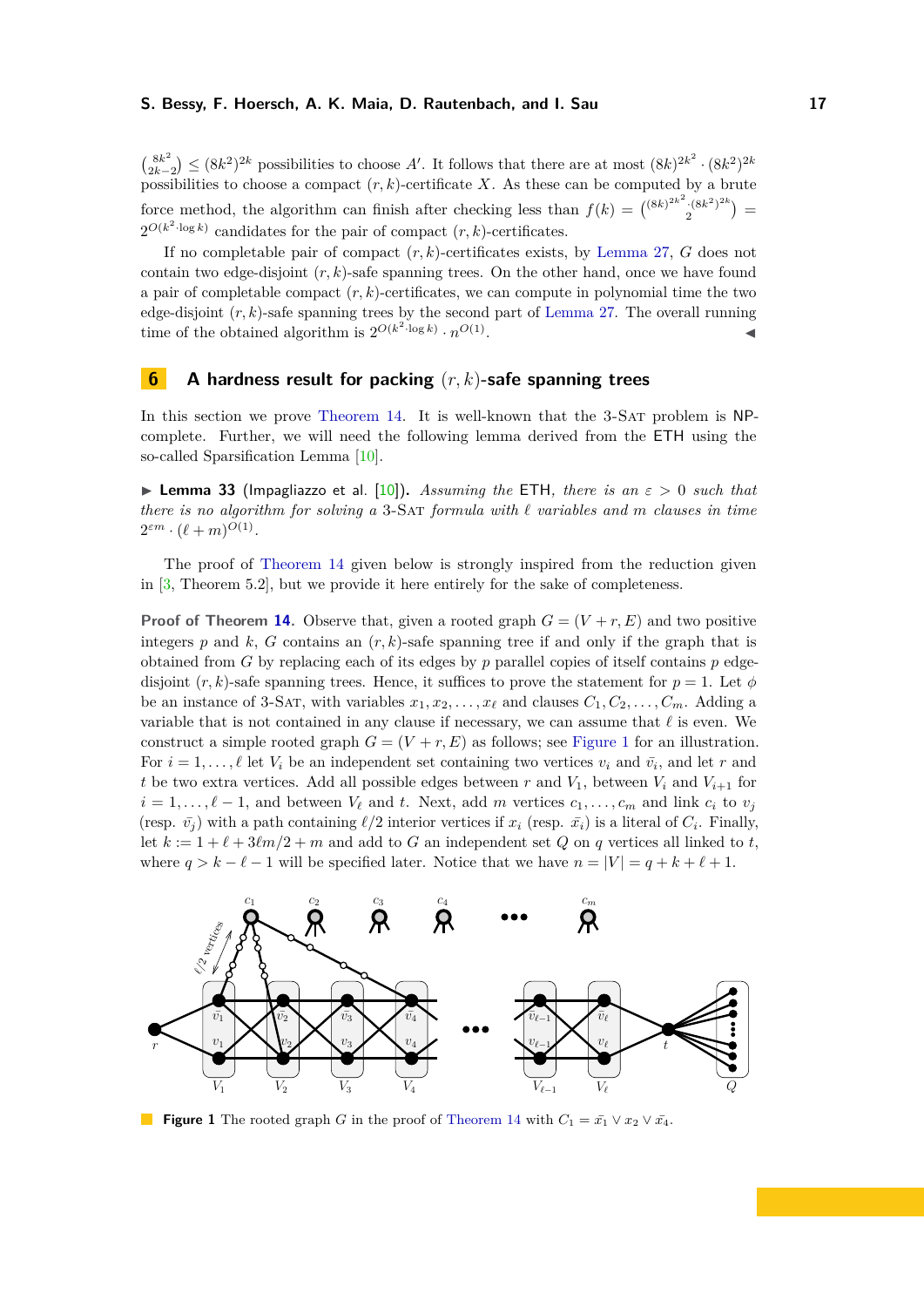$\binom{8k^2}{2k-2} \leq (8k^2)^{2k}$ possibilities to choose $A'$. It follows that there are at most $(8k)^{2k^2} \cdot (8k^2)^{2k}$ possibilities to choose a compact $(r,k)$-certificate $X$. As these can be computed by a brute force method, the algorithm can finish after checking less than $f(k) = \binom{(8k)^{2k^2} \cdot (8k^2)^{2k}}{2} = 2^{O(k^2 \cdot \log k)}$ candidates for the pair of compact $(r,k)$-certificates.

If no completable pair of compact $(r,k)$-certificates exists, by Lemma 27, $G$ does not contain two edge-disjoint $(r,k)$-safe spanning trees. On the other hand, once we have found a pair of completable compact $(r,k)$-certificates, we can compute in polynomial time the two edge-disjoint $(r,k)$-safe spanning trees by the second part of Lemma 27. The overall running time of the obtained algorithm is $2^{O(k^2 \cdot \log k)} \cdot n^{O(1)}$. ◀

## 6 A hardness result for packing $(r,k)$-safe spanning trees

In this section we prove Theorem 14. It is well-known that the 3-SAT problem is NP-complete. Further, we will need the following lemma derived from the ETH using the so-called Sparsification Lemma [10].

▶ **Lemma 33** (Impagliazzo et al. [10]). *Assuming the* ETH*, there is an $\varepsilon > 0$ such that there is no algorithm for solving a* 3-SAT *formula with $\ell$ variables and $m$ clauses in time $2^{\varepsilon m} \cdot (\ell+m)^{O(1)}$.*

The proof of Theorem 14 given below is strongly inspired from the reduction given in [3, Theorem 5.2], but we provide it here entirely for the sake of completeness.

**Proof of Theorem 14.** Observe that, given a rooted graph $G = (V + r, E)$ and two positive integers $p$ and $k$, $G$ contains an $(r,k)$-safe spanning tree if and only if the graph that is obtained from $G$ by replacing each of its edges by $p$ parallel copies of itself contains $p$ edge-disjoint $(r,k)$-safe spanning trees. Hence, it suffices to prove the statement for $p = 1$. Let $\phi$ be an instance of 3-SAT, with variables $x_1, x_2, \ldots, x_\ell$ and clauses $C_1, C_2, \ldots, C_m$. Adding a variable that is not contained in any clause if necessary, we can assume that $\ell$ is even. We construct a simple rooted graph $G = (V + r, E)$ as follows; see Figure 1 for an illustration. For $i = 1, \ldots, \ell$ let $V_i$ be an independent set containing two vertices $v_i$ and $\bar{v_i}$, and let $r$ and $t$ be two extra vertices. Add all possible edges between $r$ and $V_1$, between $V_i$ and $V_{i+1}$ for $i = 1, \ldots, \ell-1$, and between $V_\ell$ and $t$. Next, add $m$ vertices $c_1, \ldots, c_m$ and link $c_i$ to $v_j$ (resp. $\bar{v_j}$) with a path containing $\ell/2$ interior vertices if $x_i$ (resp. $\bar{x_i}$) is a literal of $C_i$. Finally, let $k := 1 + \ell + 3\ell m/2 + m$ and add to $G$ an independent set $Q$ on $q$ vertices all linked to $t$, where $q > k - \ell - 1$ will be specified later. Notice that we have $n = |V| = q + k + \ell + 1$.

**Figure 1** The rooted graph $G$ in the proof of Theorem 14 with $C_1 = \bar{x_1} \vee x_2 \vee \bar{x_4}$.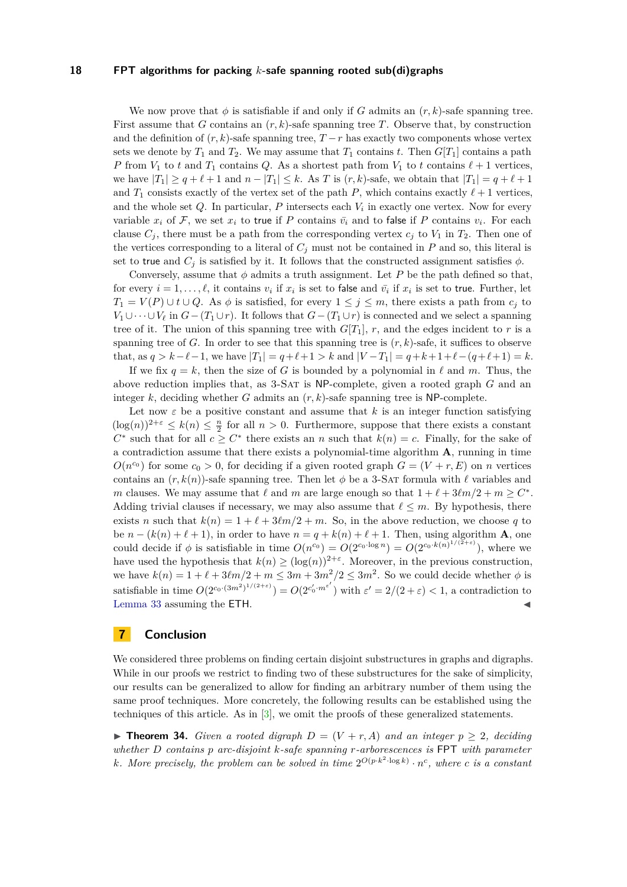We now prove that $\phi$ is satisfiable if and only if $G$ admits an $(r, k)$-safe spanning tree. First assume that $G$ contains an $(r, k)$-safe spanning tree $T$. Observe that, by construction and the definition of $(r, k)$-safe spanning tree, $T - r$ has exactly two components whose vertex sets we denote by $T_1$ and $T_2$. We may assume that $T_1$ contains $t$. Then $G[T_1]$ contains a path $P$ from $V_1$ to $t$ and $T_1$ contains $Q$. As a shortest path from $V_1$ to $t$ contains $\ell + 1$ vertices, we have $|T_1| \geq q + \ell + 1$ and $n - |T_1| \leq k$. As $T$ is $(r, k)$-safe, we obtain that $|T_1| = q + \ell + 1$ and $T_1$ consists exactly of the vertex set of the path $P$, which contains exactly $\ell + 1$ vertices, and the whole set $Q$. In particular, $P$ intersects each $V_i$ in exactly one vertex. Now for every variable $x_i$ of $\mathcal{F}$, we set $x_i$ to true if $P$ contains $\bar{v}_i$ and to false if $P$ contains $v_i$. For each clause $C_j$, there must be a path from the corresponding vertex $c_j$ to $V_1$ in $T_2$. Then one of the vertices corresponding to a literal of $C_j$ must not be contained in $P$ and so, this literal is set to true and $C_j$ is satisfied by it. It follows that the constructed assignment satisfies $\phi$.

Conversely, assume that $\phi$ admits a truth assignment. Let $P$ be the path defined so that, for every $i = 1, \ldots, \ell$, it contains $v_i$ if $x_i$ is set to false and $\bar{v}_i$ if $x_i$ is set to true. Further, let $T_1 = V(P) \cup t \cup Q$. As $\phi$ is satisfied, for every $1 \leq j \leq m$, there exists a path from $c_j$ to $V_1 \cup \cdots \cup V_\ell$ in $G - (T_1 \cup r)$. It follows that $G - (T_1 \cup r)$ is connected and we select a spanning tree of it. The union of this spanning tree with $G[T_1]$, $r$, and the edges incident to $r$ is a spanning tree of $G$. In order to see that this spanning tree is $(r, k)$-safe, it suffices to observe that, as $q > k - \ell - 1$, we have $|T_1| = q + \ell + 1 > k$ and $|V - T_1| = q + k + 1 + \ell - (q + \ell + 1) = k$.

If we fix $q = k$, then the size of $G$ is bounded by a polynomial in $\ell$ and $m$. Thus, the above reduction implies that, as 3-Sat is NP-complete, given a rooted graph $G$ and an integer $k$, deciding whether $G$ admits an $(r, k)$-safe spanning tree is NP-complete.

Let now $\varepsilon$ be a positive constant and assume that $k$ is an integer function satisfying $(\log(n))^{2+\varepsilon} \leq k(n) \leq \frac{n}{2}$ for all $n > 0$. Furthermore, suppose that there exists a constant $C^*$ such that for all $c \geq C^*$ there exists an $n$ such that $k(n) = c$. Finally, for the sake of a contradiction assume that there exists a polynomial-time algorithm $\mathbf{A}$, running in time $O(n^{c_0})$ for some $c_0 > 0$, for deciding if a given rooted graph $G = (V + r, E)$ on $n$ vertices contains an $(r, k(n))$-safe spanning tree. Then let $\phi$ be a 3-Sat formula with $\ell$ variables and $m$ clauses. We may assume that $\ell$ and $m$ are large enough so that $1 + \ell + 3\ell m/2 + m \geq C^*$. Adding trivial clauses if necessary, we may also assume that $\ell \leq m$. By hypothesis, there exists $n$ such that $k(n) = 1 + \ell + 3\ell m/2 + m$. So, in the above reduction, we choose $q$ to be $n - (k(n) + \ell + 1)$, in order to have $n = q + k(n) + \ell + 1$. Then, using algorithm $\mathbf{A}$, one could decide if $\phi$ is satisfiable in time $O(n^{c_0}) = O(2^{c_0 \cdot \log n}) = O(2^{c_0 \cdot k(n)^{1/(2+\varepsilon)}})$, where we have used the hypothesis that $k(n) \geq (\log(n))^{2+\varepsilon}$. Moreover, in the previous construction, we have $k(n) = 1 + \ell + 3\ell m/2 + m \leq 3m + 3m^2/2 \leq 3m^2$. So we could decide whether $\phi$ is satisfiable in time $O(2^{c_0 \cdot (3m^2)^{1/(2+\varepsilon)}}) = O(2^{c_0' \cdot m^{\varepsilon'}})$ with $\varepsilon' = 2/(2 + \varepsilon) < 1$, a contradiction to Lemma 33 assuming the ETH. ◀

## 7 Conclusion

We considered three problems on finding certain disjoint substructures in graphs and digraphs. While in our proofs we restrict to finding two of these substructures for the sake of simplicity, our results can be generalized to allow for finding an arbitrary number of them using the same proof techniques. More concretely, the following results can be established using the techniques of this article. As in [3], we omit the proofs of these generalized statements.

▶ **Theorem 34.** *Given a rooted digraph $D = (V + r, A)$ and an integer $p \geq 2$, deciding whether $D$ contains $p$ arc-disjoint $k$-safe spanning $r$-arborescences is* FPT *with parameter $k$. More precisely, the problem can be solved in time $2^{O(p \cdot k^2 \cdot \log k)} \cdot n^c$, where $c$ is a constant*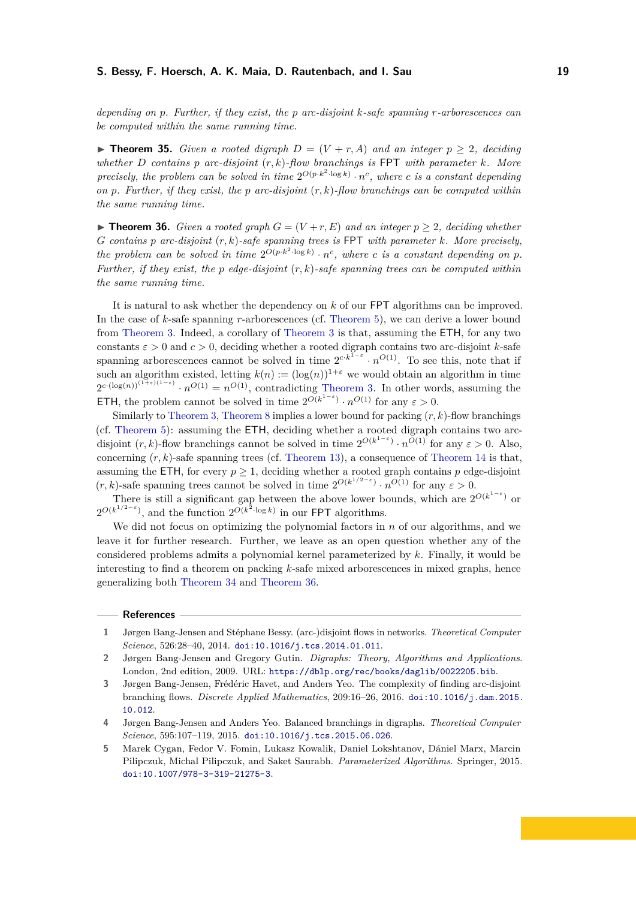*depending on $p$. Further, if they exist, the $p$ arc-disjoint $k$-safe spanning $r$-arborescences can be computed within the same running time.*

▶ **Theorem 35.** *Given a rooted digraph $D = (V + r, A)$ and an integer $p \geq 2$, deciding whether $D$ contains $p$ arc-disjoint $(r, k)$-flow branchings is* FPT *with parameter $k$. More precisely, the problem can be solved in time $2^{O(p \cdot k^2 \cdot \log k)} \cdot n^c$, where $c$ is a constant depending on $p$. Further, if they exist, the $p$ arc-disjoint $(r, k)$-flow branchings can be computed within the same running time.*

▶ **Theorem 36.** *Given a rooted graph $G = (V + r, E)$ and an integer $p \geq 2$, deciding whether $G$ contains $p$ arc-disjoint $(r, k)$-safe spanning trees is* FPT *with parameter $k$. More precisely, the problem can be solved in time $2^{O(p \cdot k^2 \cdot \log k)} \cdot n^c$, where $c$ is a constant depending on $p$. Further, if they exist, the $p$ edge-disjoint $(r, k)$-safe spanning trees can be computed within the same running time.*

It is natural to ask whether the dependency on $k$ of our FPT algorithms can be improved. In the case of $k$-safe spanning $r$-arborescences (cf. Theorem 5), we can derive a lower bound from Theorem 3. Indeed, a corollary of Theorem 3 is that, assuming the ETH, for any two constants $\varepsilon > 0$ and $c > 0$, deciding whether a rooted digraph contains two arc-disjoint $k$-safe spanning arborescences cannot be solved in time $2^{c \cdot k^{1-\varepsilon}} \cdot n^{O(1)}$. To see this, note that if such an algorithm existed, letting $k(n) := (\log(n))^{1+\varepsilon}$ we would obtain an algorithm in time $2^{c \cdot (\log(n))^{(1+\varepsilon)(1-\varepsilon)}} \cdot n^{O(1)} = n^{O(1)}$, contradicting Theorem 3. In other words, assuming the ETH, the problem cannot be solved in time $2^{O(k^{1-\varepsilon})} \cdot n^{O(1)}$ for any $\varepsilon > 0$.

Similarly to Theorem 3, Theorem 8 implies a lower bound for packing $(r, k)$-flow branchings (cf. Theorem 5): assuming the ETH, deciding whether a rooted digraph contains two arc-disjoint $(r, k)$-flow branchings cannot be solved in time $2^{O(k^{1-\varepsilon})} \cdot n^{O(1)}$ for any $\varepsilon > 0$. Also, concerning $(r, k)$-safe spanning trees (cf. Theorem 13), a consequence of Theorem 14 is that, assuming the ETH, for every $p \geq 1$, deciding whether a rooted graph contains $p$ edge-disjoint $(r, k)$-safe spanning trees cannot be solved in time $2^{O(k^{1/2-\varepsilon})} \cdot n^{O(1)}$ for any $\varepsilon > 0$.

There is still a significant gap between the above lower bounds, which are $2^{O(k^{1-\varepsilon})}$ or $2^{O(k^{1/2-\varepsilon})}$, and the function $2^{O(k^2 \cdot \log k)}$ in our FPT algorithms.

We did not focus on optimizing the polynomial factors in $n$ of our algorithms, and we leave it for further research. Further, we leave as an open question whether any of the considered problems admits a polynomial kernel parameterized by $k$. Finally, it would be interesting to find a theorem on packing $k$-safe mixed arborescences in mixed graphs, hence generalizing both Theorem 34 and Theorem 36.

## References

1. Jørgen Bang-Jensen and Stéphane Bessy. (arc-)disjoint flows in networks. *Theoretical Computer Science*, 526:28–40, 2014. doi:10.1016/j.tcs.2014.01.011.
2. Jørgen Bang-Jensen and Gregory Gutin. *Digraphs: Theory, Algorithms and Applications*. London, 2nd edition, 2009. URL: https://dblp.org/rec/books/daglib/0022205.bib.
3. Jørgen Bang-Jensen, Frédéric Havet, and Anders Yeo. The complexity of finding arc-disjoint branching flows. *Discrete Applied Mathematics*, 209:16–26, 2016. doi:10.1016/j.dam.2015.10.012.
4. Jørgen Bang-Jensen and Anders Yeo. Balanced branchings in digraphs. *Theoretical Computer Science*, 595:107–119, 2015. doi:10.1016/j.tcs.2015.06.026.
5. Marek Cygan, Fedor V. Fomin, Lukasz Kowalik, Daniel Lokshtanov, Dániel Marx, Marcin Pilipczuk, Michal Pilipczuk, and Saket Saurabh. *Parameterized Algorithms*. Springer, 2015. doi:10.1007/978-3-319-21275-3.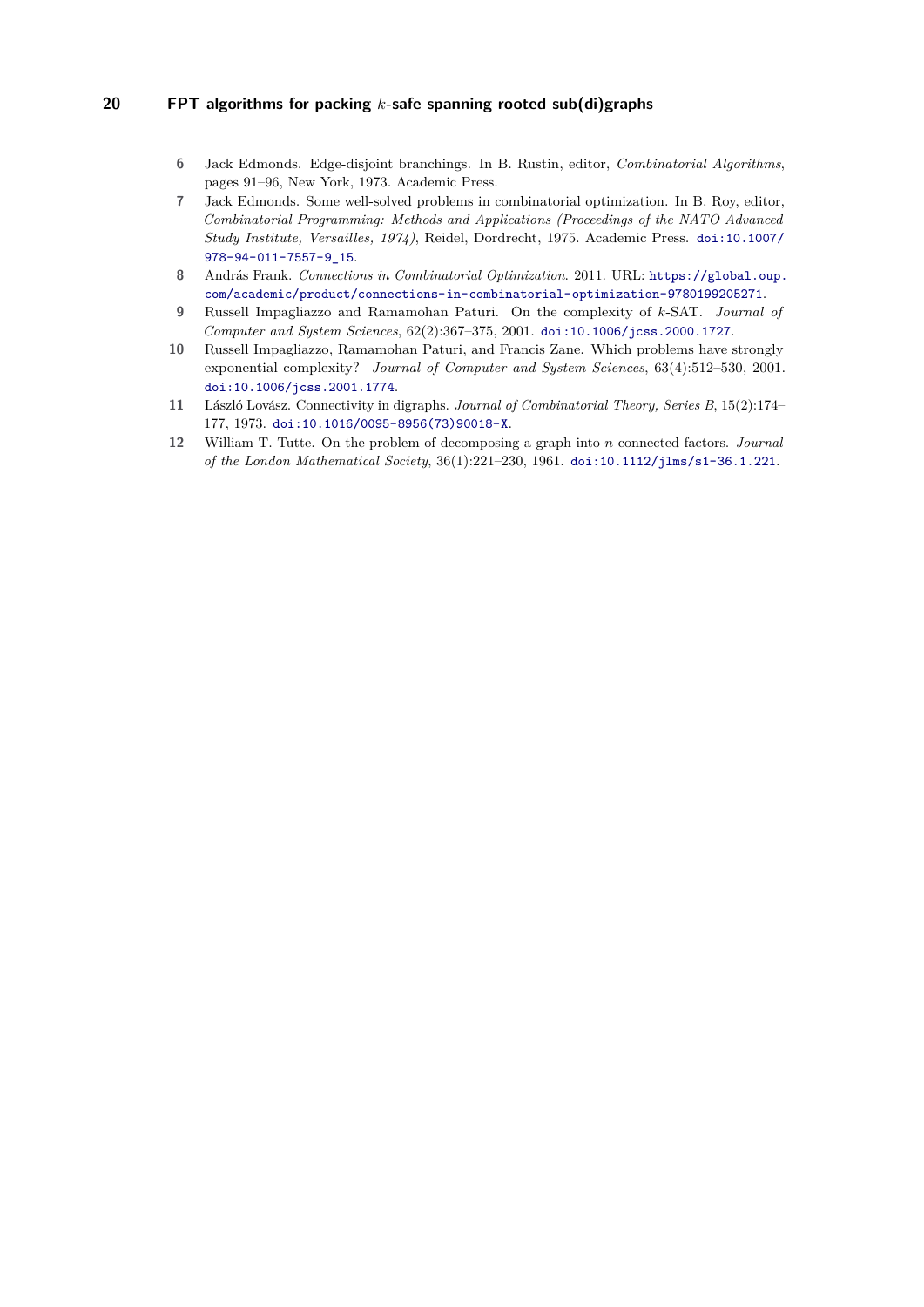6. Jack Edmonds. Edge-disjoint branchings. In B. Rustin, editor, *Combinatorial Algorithms*, pages 91–96, New York, 1973. Academic Press.
7. Jack Edmonds. Some well-solved problems in combinatorial optimization. In B. Roy, editor, *Combinatorial Programming: Methods and Applications (Proceedings of the NATO Advanced Study Institute, Versailles, 1974)*, Reidel, Dordrecht, 1975. Academic Press. doi:10.1007/978-94-011-7557-9_15.
8. András Frank. *Connections in Combinatorial Optimization*. 2011. URL: https://global.oup.com/academic/product/connections-in-combinatorial-optimization-9780199205271.
9. Russell Impagliazzo and Ramamohan Paturi. On the complexity of $k$-SAT. *Journal of Computer and System Sciences*, 62(2):367–375, 2001. doi:10.1006/jcss.2000.1727.
10. Russell Impagliazzo, Ramamohan Paturi, and Francis Zane. Which problems have strongly exponential complexity? *Journal of Computer and System Sciences*, 63(4):512–530, 2001. doi:10.1006/jcss.2001.1774.
11. László Lovász. Connectivity in digraphs. *Journal of Combinatorial Theory, Series B*, 15(2):174–177, 1973. doi:10.1016/0095-8956(73)90018-X.
12. William T. Tutte. On the problem of decomposing a graph into $n$ connected factors. *Journal of the London Mathematical Society*, 36(1):221–230, 1961. doi:10.1112/jlms/s1-36.1.221.